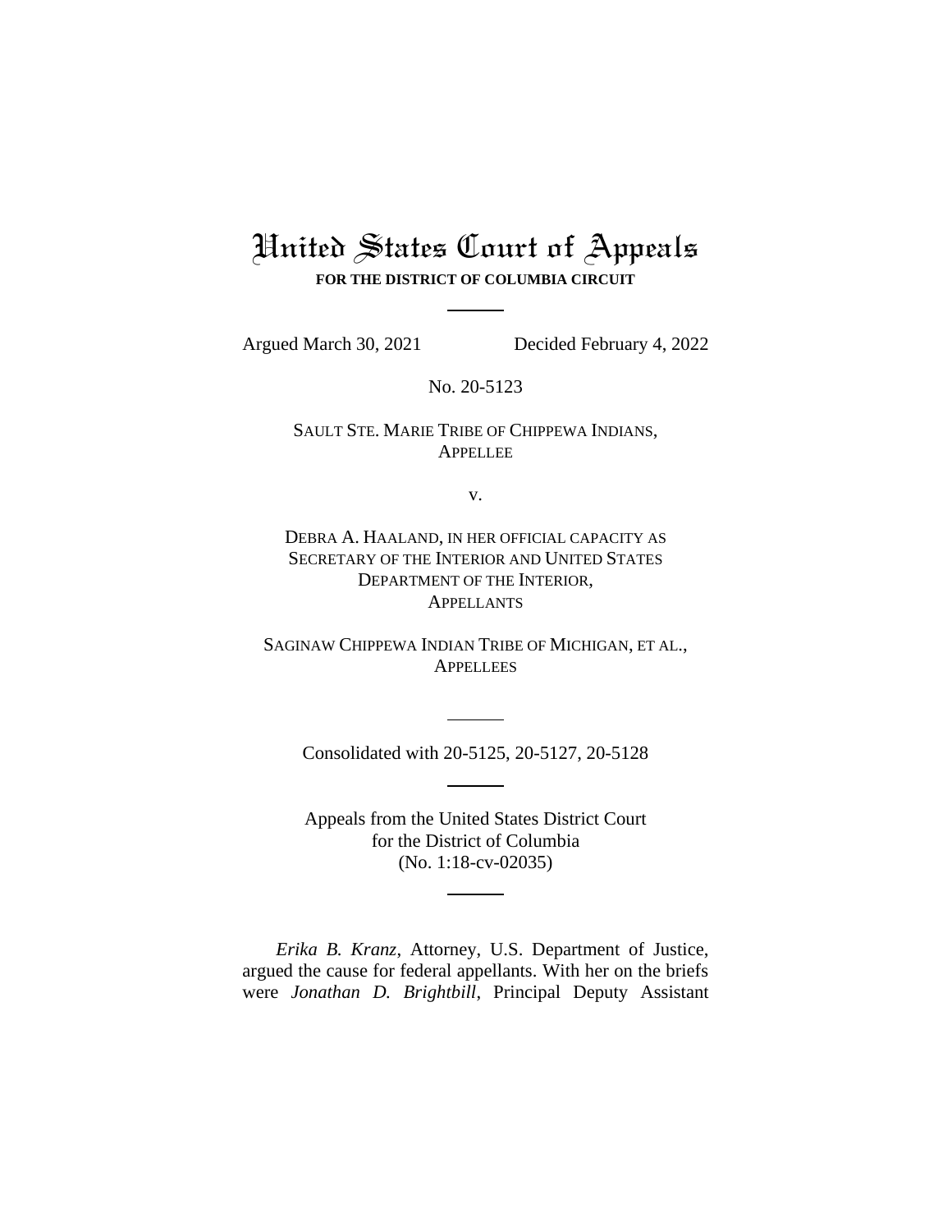# United States Court of Appeals

**FOR THE DISTRICT OF COLUMBIA CIRCUIT**

Argued March 30, 2021 Decided February 4, 2022

No. 20-5123

SAULT STE. MARIE TRIBE OF CHIPPEWA INDIANS,
APPELLEE

v.

DEBRA A. HAALAND, IN HER OFFICIAL CAPACITY AS SECRETARY OF THE INTERIOR AND UNITED STATES DEPARTMENT OF THE INTERIOR,
APPELLANTS

SAGINAW CHIPPEWA INDIAN TRIBE OF MICHIGAN, ET AL.,
APPELLEES

Consolidated with 20-5125, 20-5127, 20-5128

Appeals from the United States District Court for the District of Columbia
(No. 1:18-cv-02035)

*Erika B. Kranz*, Attorney, U.S. Department of Justice, argued the cause for federal appellants. With her on the briefs were *Jonathan D. Brightbill*, Principal Deputy Assistant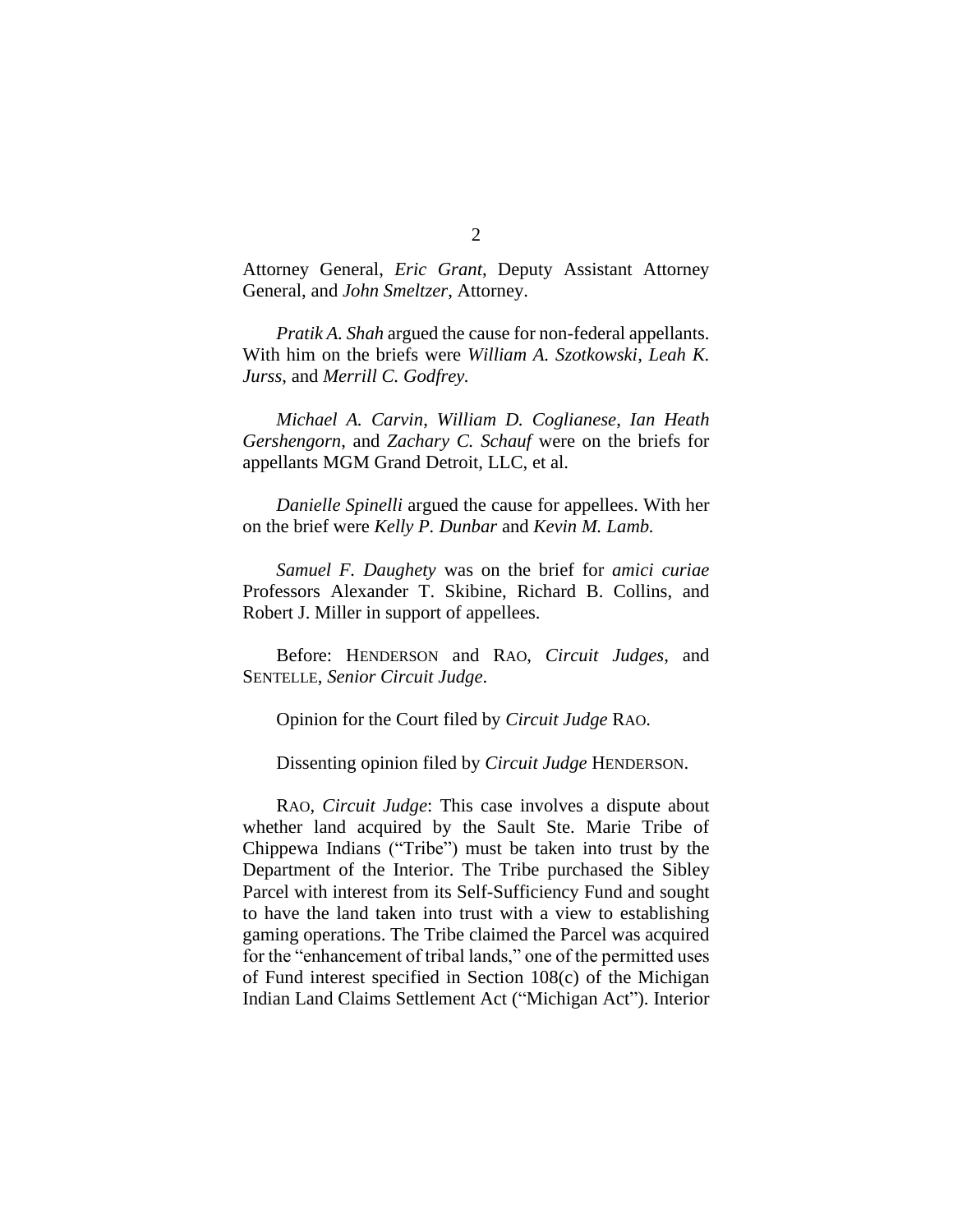Attorney General, *Eric Grant*, Deputy Assistant Attorney General, and *John Smeltzer*, Attorney.

*Pratik A. Shah* argued the cause for non-federal appellants. With him on the briefs were *William A. Szotkowski*, *Leah K. Jurss*, and *Merrill C. Godfrey*.

*Michael A. Carvin*, *William D. Coglianese*, *Ian Heath Gershengorn*, and *Zachary C. Schauf* were on the briefs for appellants MGM Grand Detroit, LLC, et al.

*Danielle Spinelli* argued the cause for appellees. With her on the brief were *Kelly P. Dunbar* and *Kevin M. Lamb*.

*Samuel F. Daughety* was on the brief for *amici curiae* Professors Alexander T. Skibine, Richard B. Collins, and Robert J. Miller in support of appellees.

Before: HENDERSON and RAO, *Circuit Judges*, and SENTELLE, *Senior Circuit Judge*.

Opinion for the Court filed by *Circuit Judge* RAO.

Dissenting opinion filed by *Circuit Judge* HENDERSON.

RAO, *Circuit Judge*: This case involves a dispute about whether land acquired by the Sault Ste. Marie Tribe of Chippewa Indians ("Tribe") must be taken into trust by the Department of the Interior. The Tribe purchased the Sibley Parcel with interest from its Self-Sufficiency Fund and sought to have the land taken into trust with a view to establishing gaming operations. The Tribe claimed the Parcel was acquired for the "enhancement of tribal lands," one of the permitted uses of Fund interest specified in Section 108(c) of the Michigan Indian Land Claims Settlement Act ("Michigan Act"). Interior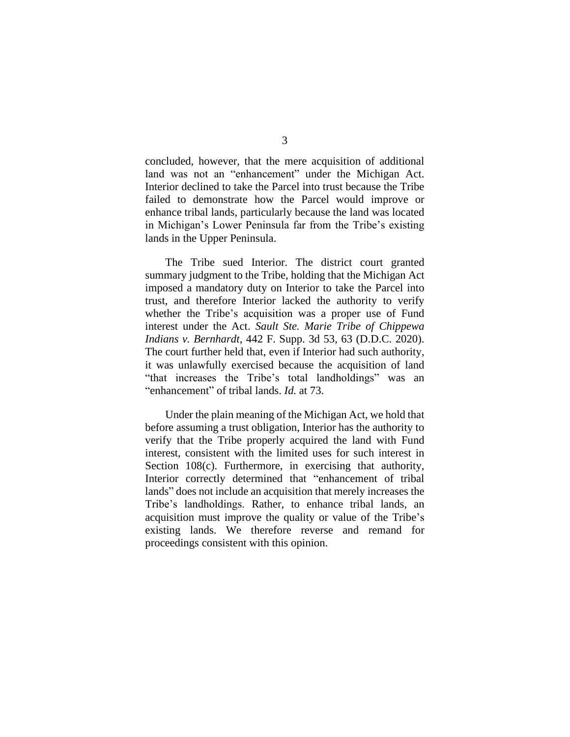concluded, however, that the mere acquisition of additional land was not an "enhancement" under the Michigan Act. Interior declined to take the Parcel into trust because the Tribe failed to demonstrate how the Parcel would improve or enhance tribal lands, particularly because the land was located in Michigan's Lower Peninsula far from the Tribe's existing lands in the Upper Peninsula.

The Tribe sued Interior. The district court granted summary judgment to the Tribe, holding that the Michigan Act imposed a mandatory duty on Interior to take the Parcel into trust, and therefore Interior lacked the authority to verify whether the Tribe's acquisition was a proper use of Fund interest under the Act. *Sault Ste. Marie Tribe of Chippewa Indians v. Bernhardt*, 442 F. Supp. 3d 53, 63 (D.D.C. 2020). The court further held that, even if Interior had such authority, it was unlawfully exercised because the acquisition of land "that increases the Tribe's total landholdings" was an "enhancement" of tribal lands. *Id.* at 73.

Under the plain meaning of the Michigan Act, we hold that before assuming a trust obligation, Interior has the authority to verify that the Tribe properly acquired the land with Fund interest, consistent with the limited uses for such interest in Section 108(c). Furthermore, in exercising that authority, Interior correctly determined that "enhancement of tribal lands" does not include an acquisition that merely increases the Tribe's landholdings. Rather, to enhance tribal lands, an acquisition must improve the quality or value of the Tribe's existing lands. We therefore reverse and remand for proceedings consistent with this opinion.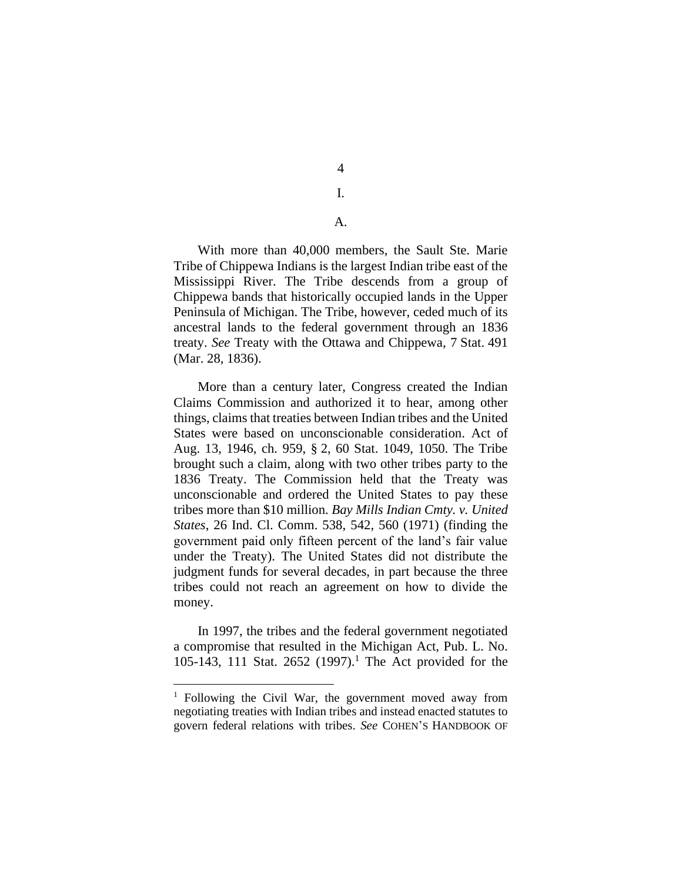# I.

## A.

With more than 40,000 members, the Sault Ste. Marie Tribe of Chippewa Indians is the largest Indian tribe east of the Mississippi River. The Tribe descends from a group of Chippewa bands that historically occupied lands in the Upper Peninsula of Michigan. The Tribe, however, ceded much of its ancestral lands to the federal government through an 1836 treaty. *See* Treaty with the Ottawa and Chippewa, 7 Stat. 491 (Mar. 28, 1836).

More than a century later, Congress created the Indian Claims Commission and authorized it to hear, among other things, claims that treaties between Indian tribes and the United States were based on unconscionable consideration. Act of Aug. 13, 1946, ch. 959, § 2, 60 Stat. 1049, 1050. The Tribe brought such a claim, along with two other tribes party to the 1836 Treaty. The Commission held that the Treaty was unconscionable and ordered the United States to pay these tribes more than $10 million. *Bay Mills Indian Cmty. v. United States*, 26 Ind. Cl. Comm. 538, 542, 560 (1971) (finding the government paid only fifteen percent of the land's fair value under the Treaty). The United States did not distribute the judgment funds for several decades, in part because the three tribes could not reach an agreement on how to divide the money.

In 1997, the tribes and the federal government negotiated a compromise that resulted in the Michigan Act, Pub. L. No. 105-143, 111 Stat. 2652 (1997).[1] The Act provided for the

[1] Following the Civil War, the government moved away from negotiating treaties with Indian tribes and instead enacted statutes to govern federal relations with tribes. *See* COHEN'S HANDBOOK OF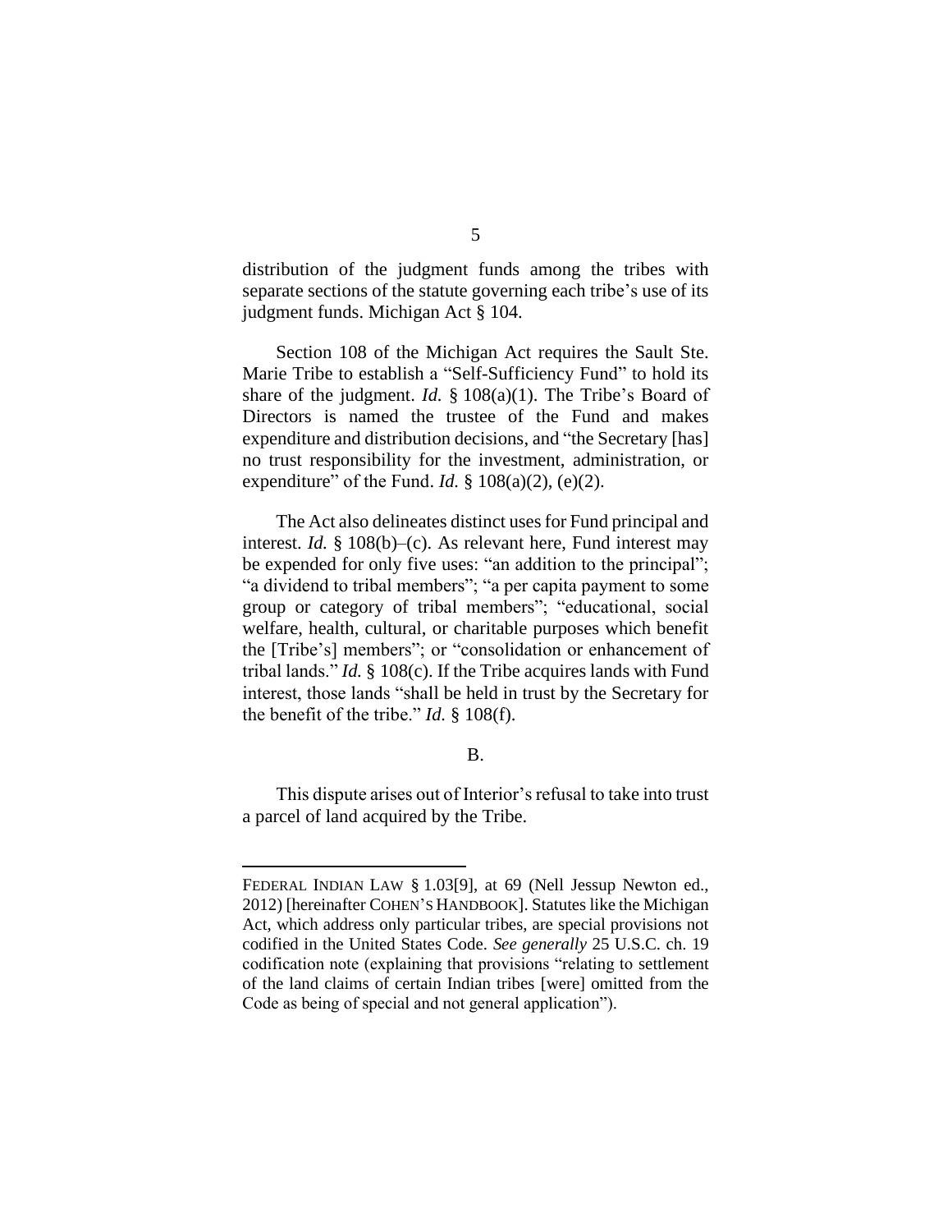distribution of the judgment funds among the tribes with separate sections of the statute governing each tribe's use of its judgment funds. Michigan Act § 104.

Section 108 of the Michigan Act requires the Sault Ste. Marie Tribe to establish a "Self-Sufficiency Fund" to hold its share of the judgment. *Id.* § 108(a)(1). The Tribe's Board of Directors is named the trustee of the Fund and makes expenditure and distribution decisions, and "the Secretary [has] no trust responsibility for the investment, administration, or expenditure" of the Fund. *Id.* § 108(a)(2), (e)(2).

The Act also delineates distinct uses for Fund principal and interest. *Id.* § 108(b)–(c). As relevant here, Fund interest may be expended for only five uses: "an addition to the principal"; "a dividend to tribal members"; "a per capita payment to some group or category of tribal members"; "educational, social welfare, health, cultural, or charitable purposes which benefit the [Tribe's] members"; or "consolidation or enhancement of tribal lands." *Id.* § 108(c). If the Tribe acquires lands with Fund interest, those lands "shall be held in trust by the Secretary for the benefit of the tribe." *Id.* § 108(f).

B.

This dispute arises out of Interior's refusal to take into trust a parcel of land acquired by the Tribe.

---

FEDERAL INDIAN LAW § 1.03[9], at 69 (Nell Jessup Newton ed., 2012) [hereinafter COHEN'S HANDBOOK]. Statutes like the Michigan Act, which address only particular tribes, are special provisions not codified in the United States Code. *See generally* 25 U.S.C. ch. 19 codification note (explaining that provisions "relating to settlement of the land claims of certain Indian tribes [were] omitted from the Code as being of special and not general application").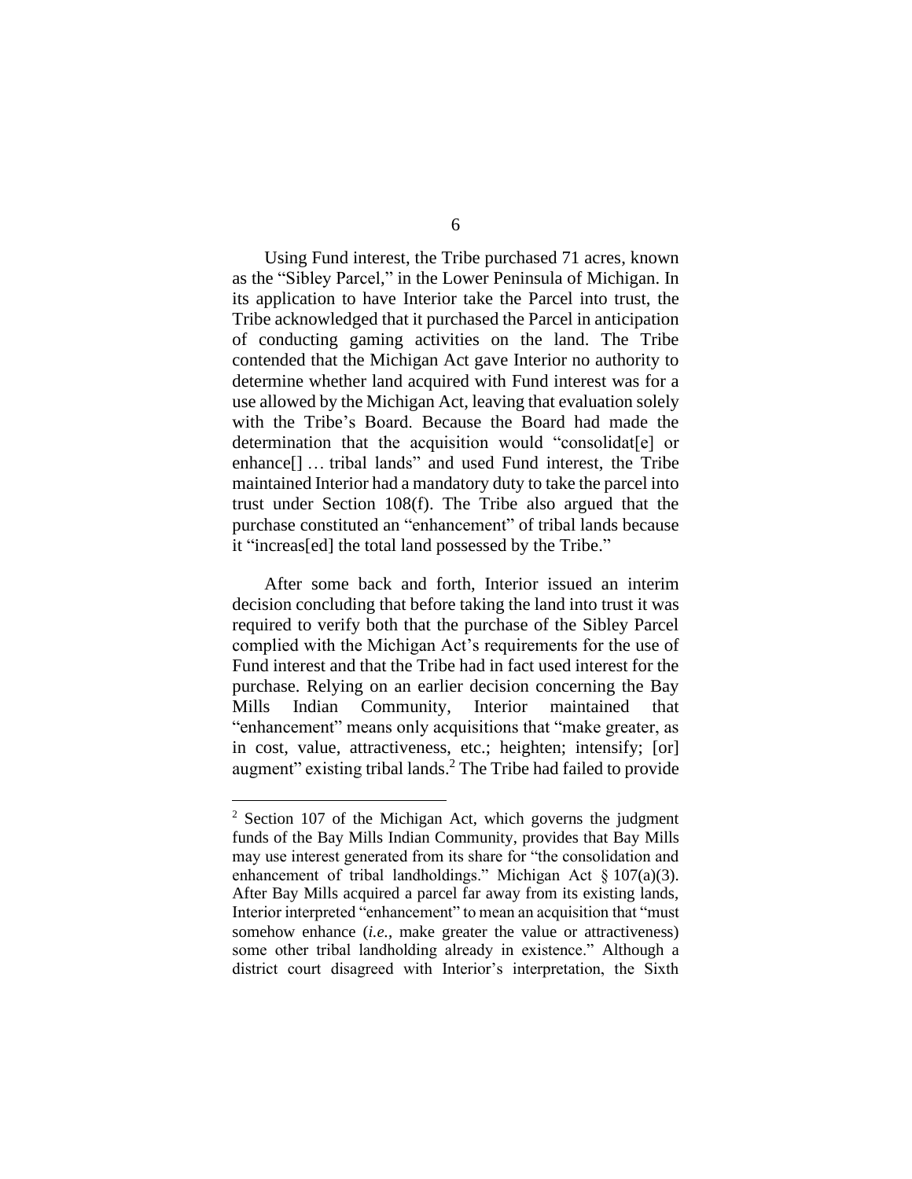Using Fund interest, the Tribe purchased 71 acres, known as the "Sibley Parcel," in the Lower Peninsula of Michigan. In its application to have Interior take the Parcel into trust, the Tribe acknowledged that it purchased the Parcel in anticipation of conducting gaming activities on the land. The Tribe contended that the Michigan Act gave Interior no authority to determine whether land acquired with Fund interest was for a use allowed by the Michigan Act, leaving that evaluation solely with the Tribe's Board. Because the Board had made the determination that the acquisition would "consolidat[e] or enhance[] … tribal lands" and used Fund interest, the Tribe maintained Interior had a mandatory duty to take the parcel into trust under Section 108(f). The Tribe also argued that the purchase constituted an "enhancement" of tribal lands because it "increas[ed] the total land possessed by the Tribe."

After some back and forth, Interior issued an interim decision concluding that before taking the land into trust it was required to verify both that the purchase of the Sibley Parcel complied with the Michigan Act's requirements for the use of Fund interest and that the Tribe had in fact used interest for the purchase. Relying on an earlier decision concerning the Bay Mills Indian Community, Interior maintained that "enhancement" means only acquisitions that "make greater, as in cost, value, attractiveness, etc.; heighten; intensify; [or] augment" existing tribal lands.[2] The Tribe had failed to provide

---

[2] Section 107 of the Michigan Act, which governs the judgment funds of the Bay Mills Indian Community, provides that Bay Mills may use interest generated from its share for "the consolidation and enhancement of tribal landholdings." Michigan Act § 107(a)(3). After Bay Mills acquired a parcel far away from its existing lands, Interior interpreted "enhancement" to mean an acquisition that "must somehow enhance (*i.e.*, make greater the value or attractiveness) some other tribal landholding already in existence." Although a district court disagreed with Interior's interpretation, the Sixth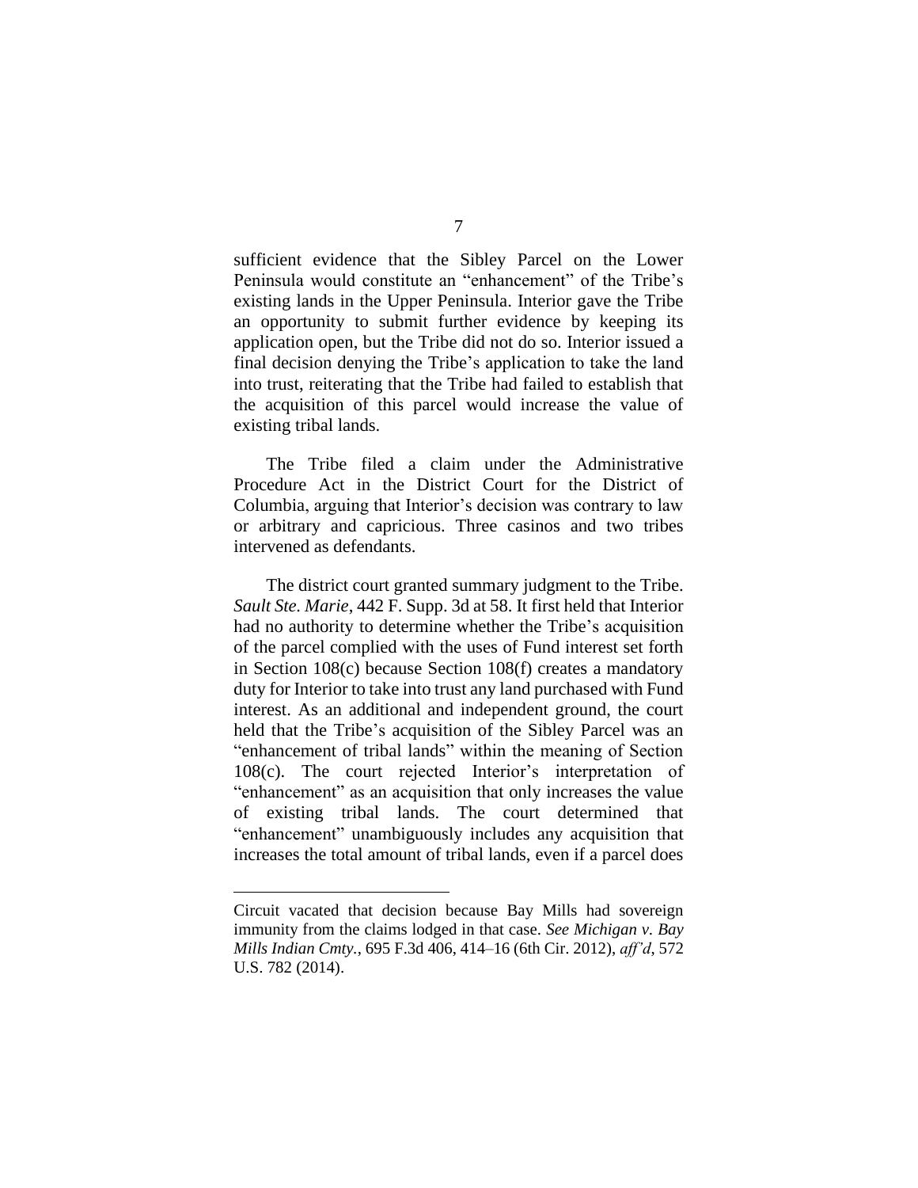sufficient evidence that the Sibley Parcel on the Lower Peninsula would constitute an "enhancement" of the Tribe's existing lands in the Upper Peninsula. Interior gave the Tribe an opportunity to submit further evidence by keeping its application open, but the Tribe did not do so. Interior issued a final decision denying the Tribe's application to take the land into trust, reiterating that the Tribe had failed to establish that the acquisition of this parcel would increase the value of existing tribal lands.

The Tribe filed a claim under the Administrative Procedure Act in the District Court for the District of Columbia, arguing that Interior's decision was contrary to law or arbitrary and capricious. Three casinos and two tribes intervened as defendants.

The district court granted summary judgment to the Tribe. *Sault Ste. Marie*, 442 F. Supp. 3d at 58. It first held that Interior had no authority to determine whether the Tribe's acquisition of the parcel complied with the uses of Fund interest set forth in Section 108(c) because Section 108(f) creates a mandatory duty for Interior to take into trust any land purchased with Fund interest. As an additional and independent ground, the court held that the Tribe's acquisition of the Sibley Parcel was an "enhancement of tribal lands" within the meaning of Section 108(c). The court rejected Interior's interpretation of "enhancement" as an acquisition that only increases the value of existing tribal lands. The court determined that "enhancement" unambiguously includes any acquisition that increases the total amount of tribal lands, even if a parcel does

---

Circuit vacated that decision because Bay Mills had sovereign immunity from the claims lodged in that case. *See Michigan v. Bay Mills Indian Cmty.*, 695 F.3d 406, 414–16 (6th Cir. 2012), *aff'd*, 572 U.S. 782 (2014).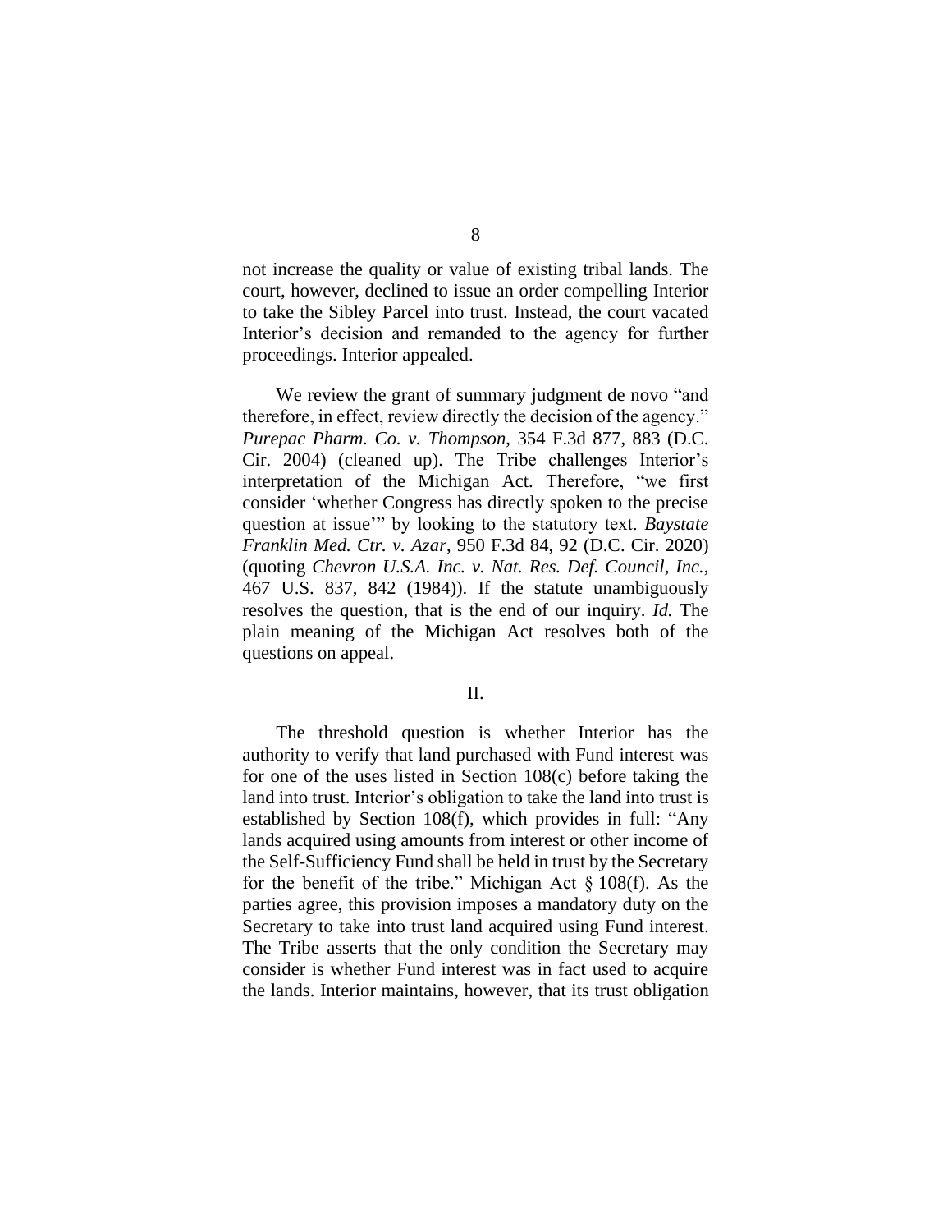not increase the quality or value of existing tribal lands. The court, however, declined to issue an order compelling Interior to take the Sibley Parcel into trust. Instead, the court vacated Interior's decision and remanded to the agency for further proceedings. Interior appealed.

We review the grant of summary judgment de novo "and therefore, in effect, review directly the decision of the agency." *Purepac Pharm. Co. v. Thompson*, 354 F.3d 877, 883 (D.C. Cir. 2004) (cleaned up). The Tribe challenges Interior's interpretation of the Michigan Act. Therefore, "we first consider 'whether Congress has directly spoken to the precise question at issue'" by looking to the statutory text. *Baystate Franklin Med. Ctr. v. Azar*, 950 F.3d 84, 92 (D.C. Cir. 2020) (quoting *Chevron U.S.A. Inc. v. Nat. Res. Def. Council, Inc.*, 467 U.S. 837, 842 (1984)). If the statute unambiguously resolves the question, that is the end of our inquiry. *Id.* The plain meaning of the Michigan Act resolves both of the questions on appeal.

## II.

The threshold question is whether Interior has the authority to verify that land purchased with Fund interest was for one of the uses listed in Section 108(c) before taking the land into trust. Interior's obligation to take the land into trust is established by Section 108(f), which provides in full: "Any lands acquired using amounts from interest or other income of the Self-Sufficiency Fund shall be held in trust by the Secretary for the benefit of the tribe." Michigan Act § 108(f). As the parties agree, this provision imposes a mandatory duty on the Secretary to take into trust land acquired using Fund interest. The Tribe asserts that the only condition the Secretary may consider is whether Fund interest was in fact used to acquire the lands. Interior maintains, however, that its trust obligation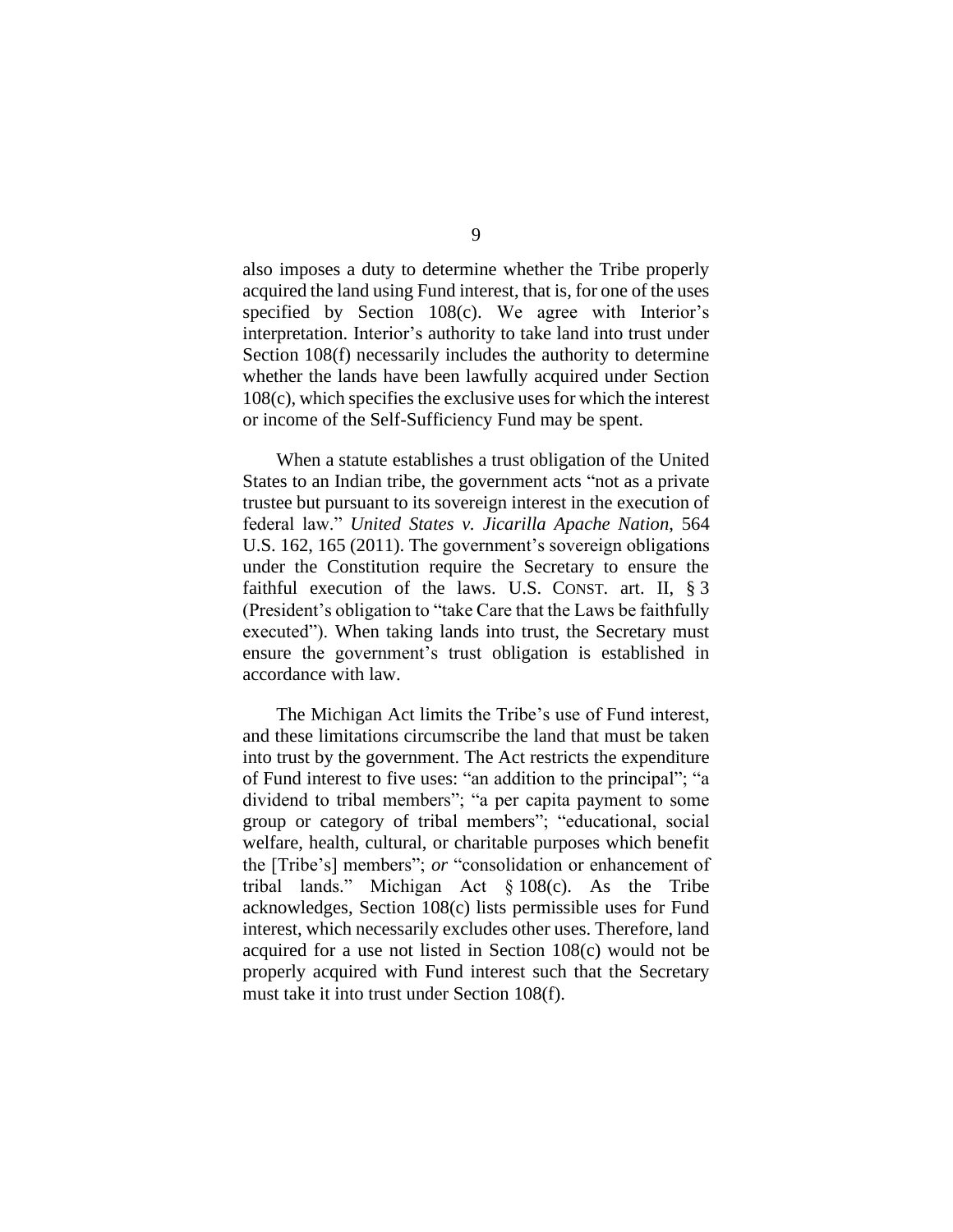also imposes a duty to determine whether the Tribe properly acquired the land using Fund interest, that is, for one of the uses specified by Section 108(c). We agree with Interior's interpretation. Interior's authority to take land into trust under Section 108(f) necessarily includes the authority to determine whether the lands have been lawfully acquired under Section 108(c), which specifies the exclusive uses for which the interest or income of the Self-Sufficiency Fund may be spent.

When a statute establishes a trust obligation of the United States to an Indian tribe, the government acts "not as a private trustee but pursuant to its sovereign interest in the execution of federal law." *United States v. Jicarilla Apache Nation*, 564 U.S. 162, 165 (2011). The government's sovereign obligations under the Constitution require the Secretary to ensure the faithful execution of the laws. U.S. CONST. art. II, § 3 (President's obligation to "take Care that the Laws be faithfully executed"). When taking lands into trust, the Secretary must ensure the government's trust obligation is established in accordance with law.

The Michigan Act limits the Tribe's use of Fund interest, and these limitations circumscribe the land that must be taken into trust by the government. The Act restricts the expenditure of Fund interest to five uses: "an addition to the principal"; "a dividend to tribal members"; "a per capita payment to some group or category of tribal members"; "educational, social welfare, health, cultural, or charitable purposes which benefit the [Tribe's] members"; *or* "consolidation or enhancement of tribal lands." Michigan Act § 108(c). As the Tribe acknowledges, Section 108(c) lists permissible uses for Fund interest, which necessarily excludes other uses. Therefore, land acquired for a use not listed in Section 108(c) would not be properly acquired with Fund interest such that the Secretary must take it into trust under Section 108(f).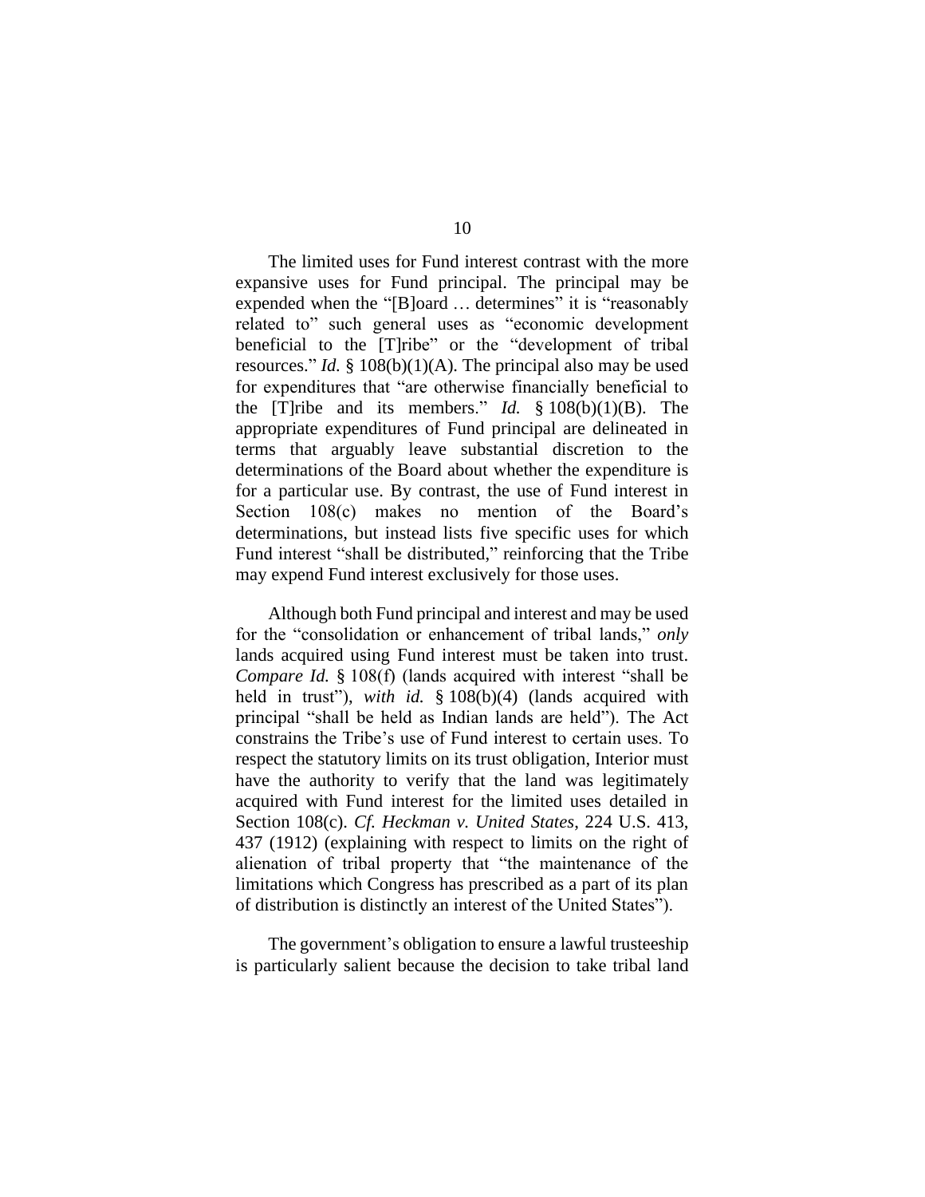The limited uses for Fund interest contrast with the more expansive uses for Fund principal. The principal may be expended when the "[B]oard … determines" it is "reasonably related to" such general uses as "economic development beneficial to the [T]ribe" or the "development of tribal resources." *Id.* § 108(b)(1)(A). The principal also may be used for expenditures that "are otherwise financially beneficial to the [T]ribe and its members." *Id.* § 108(b)(1)(B). The appropriate expenditures of Fund principal are delineated in terms that arguably leave substantial discretion to the determinations of the Board about whether the expenditure is for a particular use. By contrast, the use of Fund interest in Section 108(c) makes no mention of the Board's determinations, but instead lists five specific uses for which Fund interest "shall be distributed," reinforcing that the Tribe may expend Fund interest exclusively for those uses.

Although both Fund principal and interest and may be used for the "consolidation or enhancement of tribal lands," *only* lands acquired using Fund interest must be taken into trust. *Compare Id.* § 108(f) (lands acquired with interest "shall be held in trust"), *with id.* § 108(b)(4) (lands acquired with principal "shall be held as Indian lands are held"). The Act constrains the Tribe's use of Fund interest to certain uses. To respect the statutory limits on its trust obligation, Interior must have the authority to verify that the land was legitimately acquired with Fund interest for the limited uses detailed in Section 108(c). *Cf. Heckman v. United States*, 224 U.S. 413, 437 (1912) (explaining with respect to limits on the right of alienation of tribal property that "the maintenance of the limitations which Congress has prescribed as a part of its plan of distribution is distinctly an interest of the United States").

The government's obligation to ensure a lawful trusteeship is particularly salient because the decision to take tribal land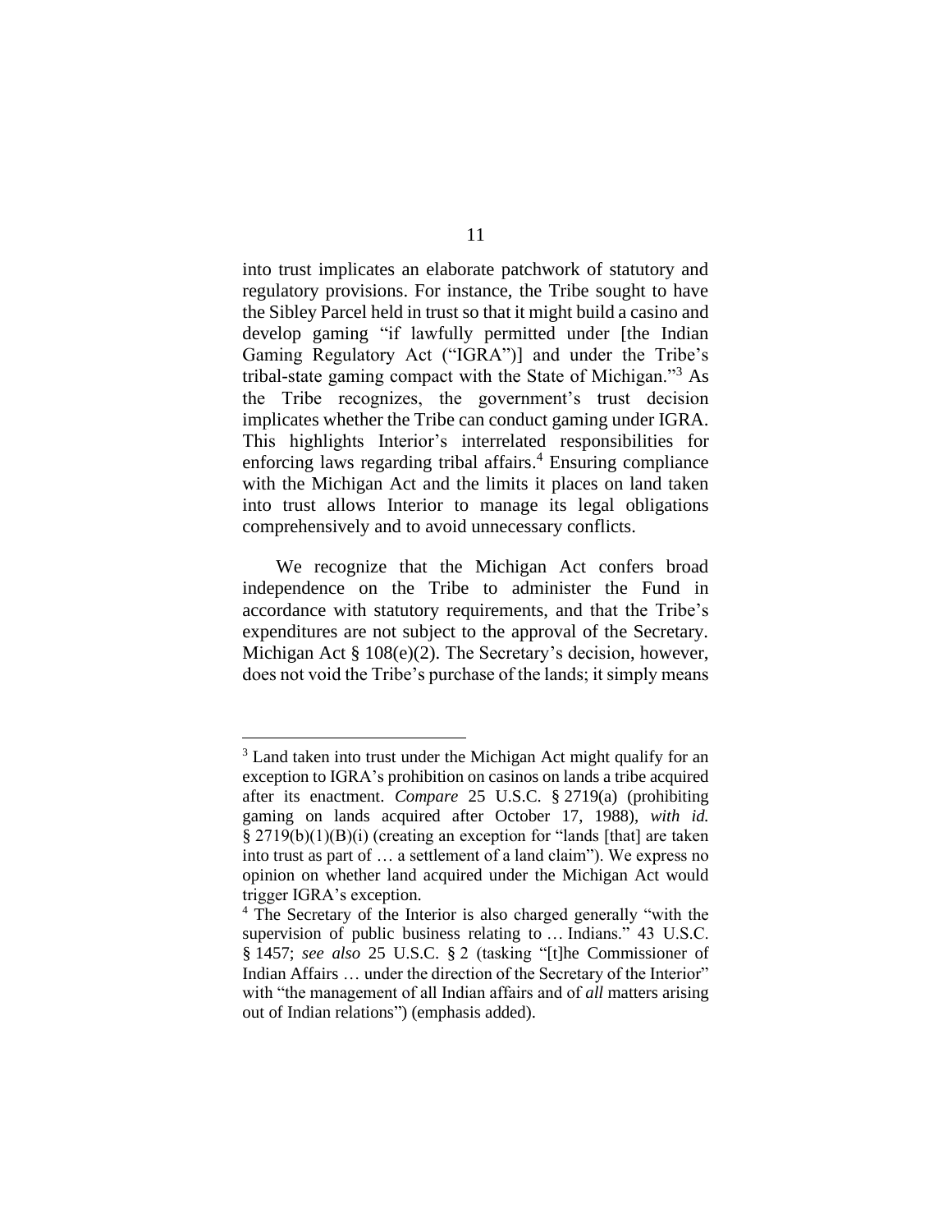into trust implicates an elaborate patchwork of statutory and regulatory provisions. For instance, the Tribe sought to have the Sibley Parcel held in trust so that it might build a casino and develop gaming "if lawfully permitted under [the Indian Gaming Regulatory Act ("IGRA")] and under the Tribe's tribal-state gaming compact with the State of Michigan."[3] As the Tribe recognizes, the government's trust decision implicates whether the Tribe can conduct gaming under IGRA. This highlights Interior's interrelated responsibilities for enforcing laws regarding tribal affairs.[4] Ensuring compliance with the Michigan Act and the limits it places on land taken into trust allows Interior to manage its legal obligations comprehensively and to avoid unnecessary conflicts.

We recognize that the Michigan Act confers broad independence on the Tribe to administer the Fund in accordance with statutory requirements, and that the Tribe's expenditures are not subject to the approval of the Secretary. Michigan Act § 108(e)(2). The Secretary's decision, however, does not void the Tribe's purchase of the lands; it simply means

---

[3] Land taken into trust under the Michigan Act might qualify for an exception to IGRA's prohibition on casinos on lands a tribe acquired after its enactment. *Compare* 25 U.S.C. § 2719(a) (prohibiting gaming on lands acquired after October 17, 1988), *with id.* § 2719(b)(1)(B)(i) (creating an exception for "lands [that] are taken into trust as part of … a settlement of a land claim"). We express no opinion on whether land acquired under the Michigan Act would trigger IGRA's exception.

[4] The Secretary of the Interior is also charged generally "with the supervision of public business relating to … Indians." 43 U.S.C. § 1457; *see also* 25 U.S.C. § 2 (tasking "[t]he Commissioner of Indian Affairs … under the direction of the Secretary of the Interior" with "the management of all Indian affairs and of *all* matters arising out of Indian relations") (emphasis added).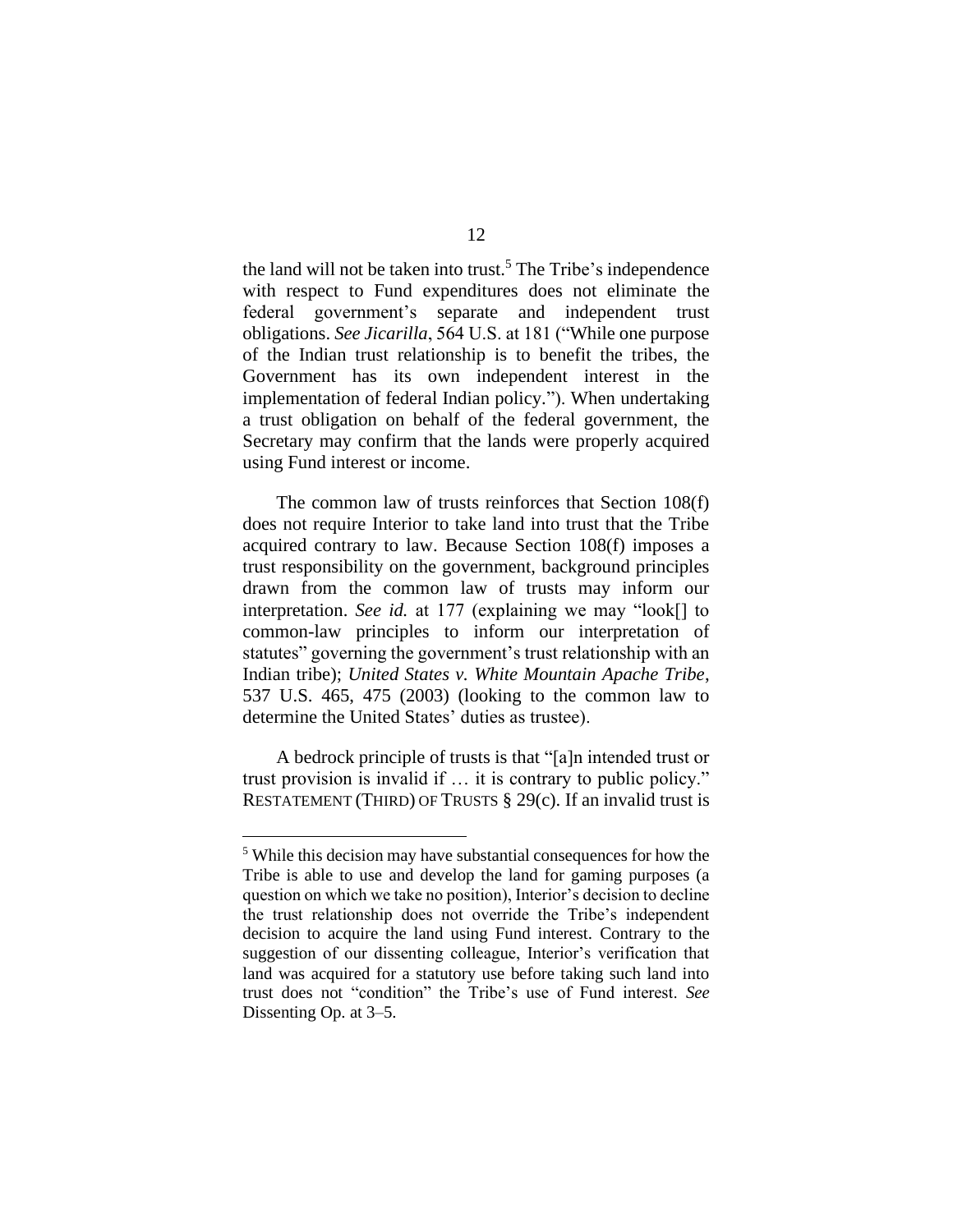the land will not be taken into trust.[5] The Tribe's independence with respect to Fund expenditures does not eliminate the federal government's separate and independent trust obligations. *See Jicarilla*, 564 U.S. at 181 ("While one purpose of the Indian trust relationship is to benefit the tribes, the Government has its own independent interest in the implementation of federal Indian policy."). When undertaking a trust obligation on behalf of the federal government, the Secretary may confirm that the lands were properly acquired using Fund interest or income.

The common law of trusts reinforces that Section 108(f) does not require Interior to take land into trust that the Tribe acquired contrary to law. Because Section 108(f) imposes a trust responsibility on the government, background principles drawn from the common law of trusts may inform our interpretation. *See id.* at 177 (explaining we may "look[] to common-law principles to inform our interpretation of statutes" governing the government's trust relationship with an Indian tribe); *United States v. White Mountain Apache Tribe*, 537 U.S. 465, 475 (2003) (looking to the common law to determine the United States' duties as trustee).

A bedrock principle of trusts is that "[a]n intended trust or trust provision is invalid if … it is contrary to public policy." RESTATEMENT (THIRD) OF TRUSTS § 29(c). If an invalid trust is

[5] While this decision may have substantial consequences for how the Tribe is able to use and develop the land for gaming purposes (a question on which we take no position), Interior's decision to decline the trust relationship does not override the Tribe's independent decision to acquire the land using Fund interest. Contrary to the suggestion of our dissenting colleague, Interior's verification that land was acquired for a statutory use before taking such land into trust does not "condition" the Tribe's use of Fund interest. *See* Dissenting Op. at 3–5.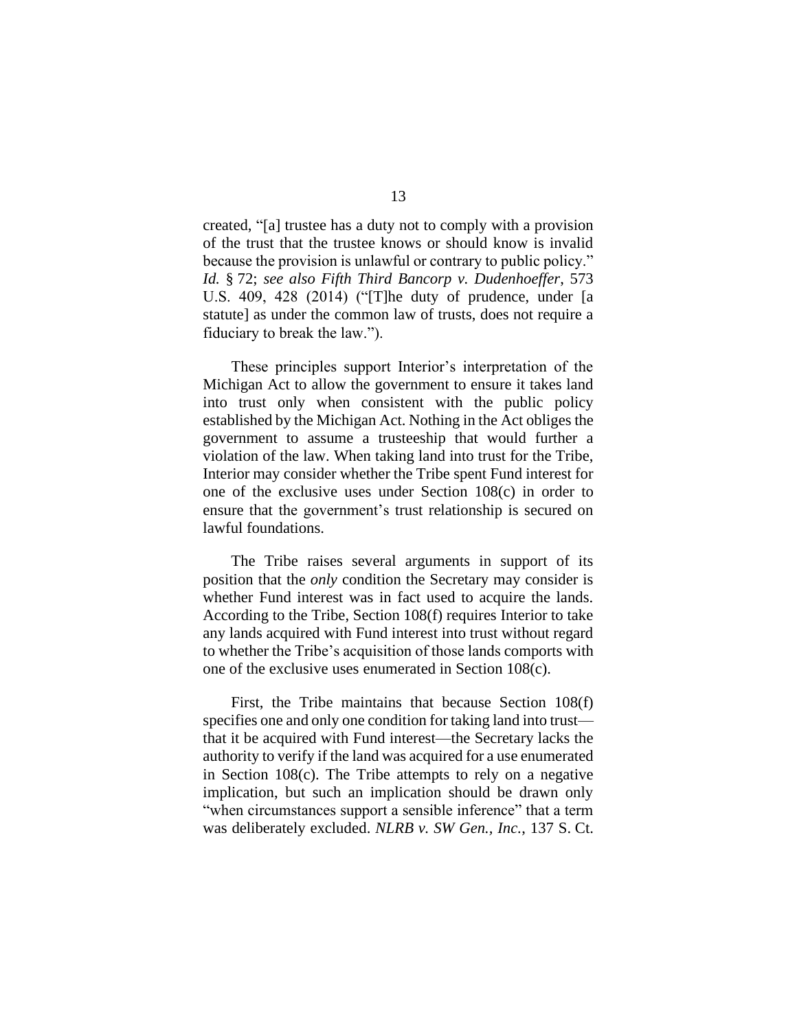created, "[a] trustee has a duty not to comply with a provision of the trust that the trustee knows or should know is invalid because the provision is unlawful or contrary to public policy." *Id.* § 72; *see also Fifth Third Bancorp v. Dudenhoeffer*, 573 U.S. 409, 428 (2014) ("[T]he duty of prudence, under [a statute] as under the common law of trusts, does not require a fiduciary to break the law.").

These principles support Interior's interpretation of the Michigan Act to allow the government to ensure it takes land into trust only when consistent with the public policy established by the Michigan Act. Nothing in the Act obliges the government to assume a trusteeship that would further a violation of the law. When taking land into trust for the Tribe, Interior may consider whether the Tribe spent Fund interest for one of the exclusive uses under Section 108(c) in order to ensure that the government's trust relationship is secured on lawful foundations.

The Tribe raises several arguments in support of its position that the *only* condition the Secretary may consider is whether Fund interest was in fact used to acquire the lands. According to the Tribe, Section 108(f) requires Interior to take any lands acquired with Fund interest into trust without regard to whether the Tribe's acquisition of those lands comports with one of the exclusive uses enumerated in Section 108(c).

First, the Tribe maintains that because Section 108(f) specifies one and only one condition for taking land into trust—that it be acquired with Fund interest—the Secretary lacks the authority to verify if the land was acquired for a use enumerated in Section 108(c). The Tribe attempts to rely on a negative implication, but such an implication should be drawn only "when circumstances support a sensible inference" that a term was deliberately excluded. *NLRB v. SW Gen., Inc.*, 137 S. Ct.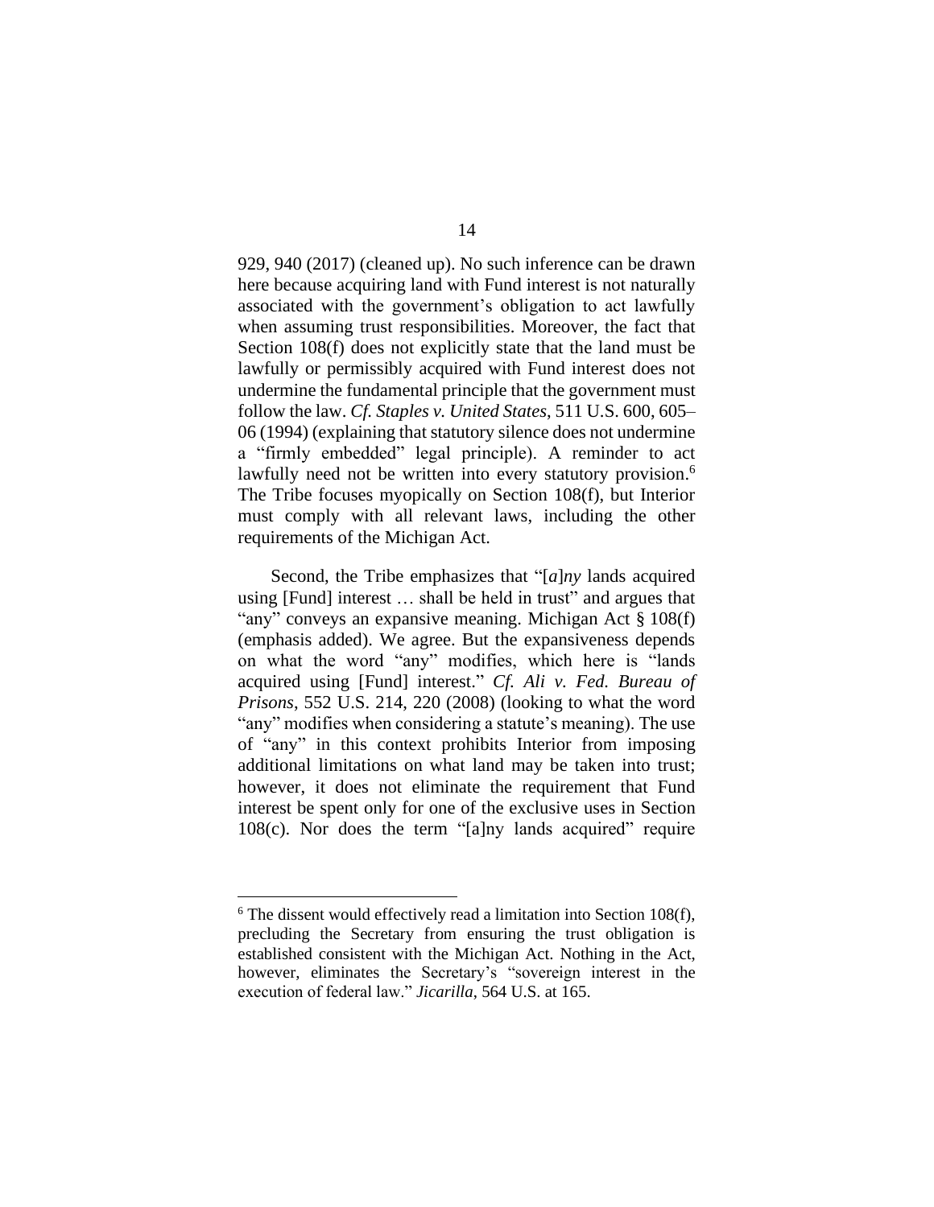929, 940 (2017) (cleaned up). No such inference can be drawn here because acquiring land with Fund interest is not naturally associated with the government's obligation to act lawfully when assuming trust responsibilities. Moreover, the fact that Section 108(f) does not explicitly state that the land must be lawfully or permissibly acquired with Fund interest does not undermine the fundamental principle that the government must follow the law. *Cf. Staples v. United States*, 511 U.S. 600, 605–06 (1994) (explaining that statutory silence does not undermine a "firmly embedded" legal principle). A reminder to act lawfully need not be written into every statutory provision.[6] The Tribe focuses myopically on Section 108(f), but Interior must comply with all relevant laws, including the other requirements of the Michigan Act.

Second, the Tribe emphasizes that "[*a*]*ny* lands acquired using [Fund] interest … shall be held in trust" and argues that "any" conveys an expansive meaning. Michigan Act § 108(f) (emphasis added). We agree. But the expansiveness depends on what the word "any" modifies, which here is "lands acquired using [Fund] interest." *Cf. Ali v. Fed. Bureau of Prisons*, 552 U.S. 214, 220 (2008) (looking to what the word "any" modifies when considering a statute's meaning). The use of "any" in this context prohibits Interior from imposing additional limitations on what land may be taken into trust; however, it does not eliminate the requirement that Fund interest be spent only for one of the exclusive uses in Section 108(c). Nor does the term "[a]ny lands acquired" require

[6] The dissent would effectively read a limitation into Section 108(f), precluding the Secretary from ensuring the trust obligation is established consistent with the Michigan Act. Nothing in the Act, however, eliminates the Secretary's "sovereign interest in the execution of federal law." *Jicarilla*, 564 U.S. at 165.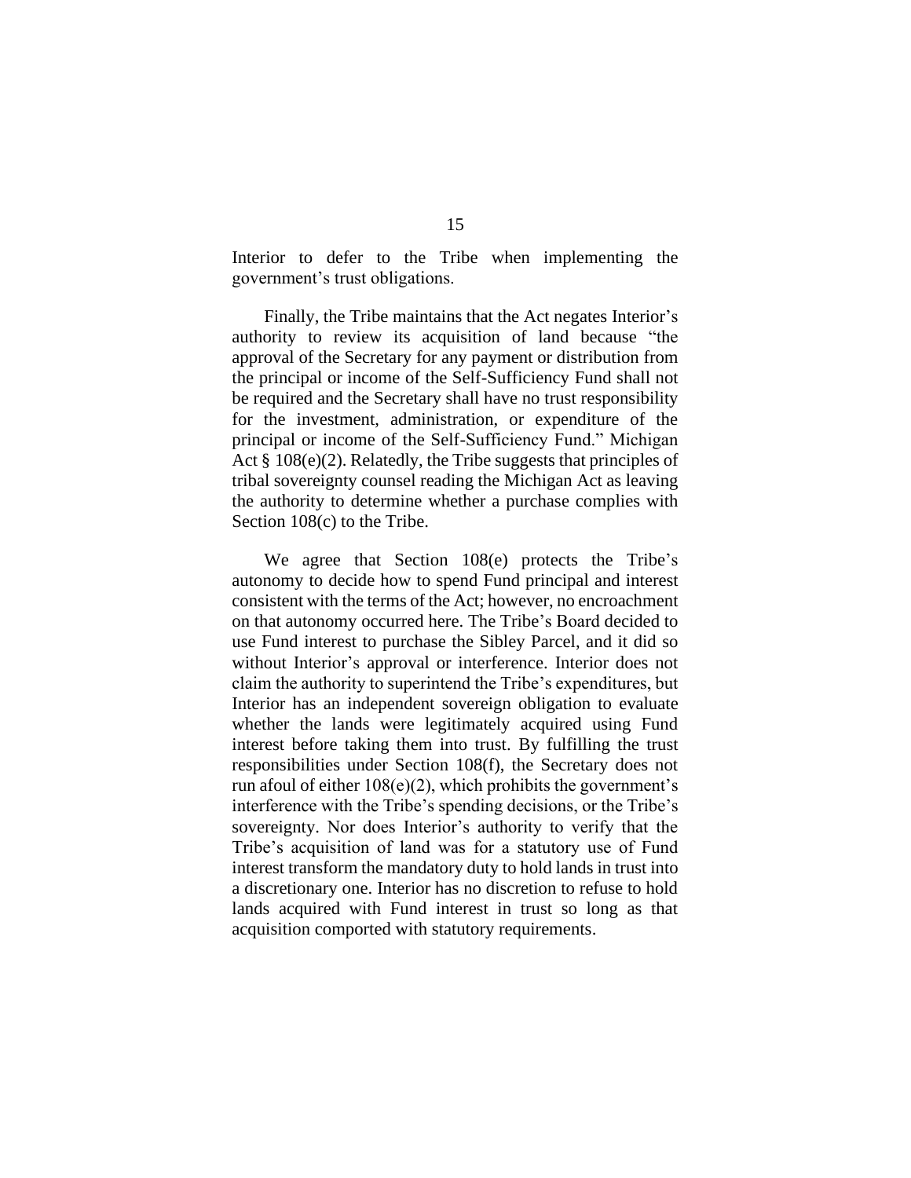Interior to defer to the Tribe when implementing the government's trust obligations.

Finally, the Tribe maintains that the Act negates Interior's authority to review its acquisition of land because "the approval of the Secretary for any payment or distribution from the principal or income of the Self-Sufficiency Fund shall not be required and the Secretary shall have no trust responsibility for the investment, administration, or expenditure of the principal or income of the Self-Sufficiency Fund." Michigan Act § 108(e)(2). Relatedly, the Tribe suggests that principles of tribal sovereignty counsel reading the Michigan Act as leaving the authority to determine whether a purchase complies with Section 108(c) to the Tribe.

We agree that Section 108(e) protects the Tribe's autonomy to decide how to spend Fund principal and interest consistent with the terms of the Act; however, no encroachment on that autonomy occurred here. The Tribe's Board decided to use Fund interest to purchase the Sibley Parcel, and it did so without Interior's approval or interference. Interior does not claim the authority to superintend the Tribe's expenditures, but Interior has an independent sovereign obligation to evaluate whether the lands were legitimately acquired using Fund interest before taking them into trust. By fulfilling the trust responsibilities under Section 108(f), the Secretary does not run afoul of either 108(e)(2), which prohibits the government's interference with the Tribe's spending decisions, or the Tribe's sovereignty. Nor does Interior's authority to verify that the Tribe's acquisition of land was for a statutory use of Fund interest transform the mandatory duty to hold lands in trust into a discretionary one. Interior has no discretion to refuse to hold lands acquired with Fund interest in trust so long as that acquisition comported with statutory requirements.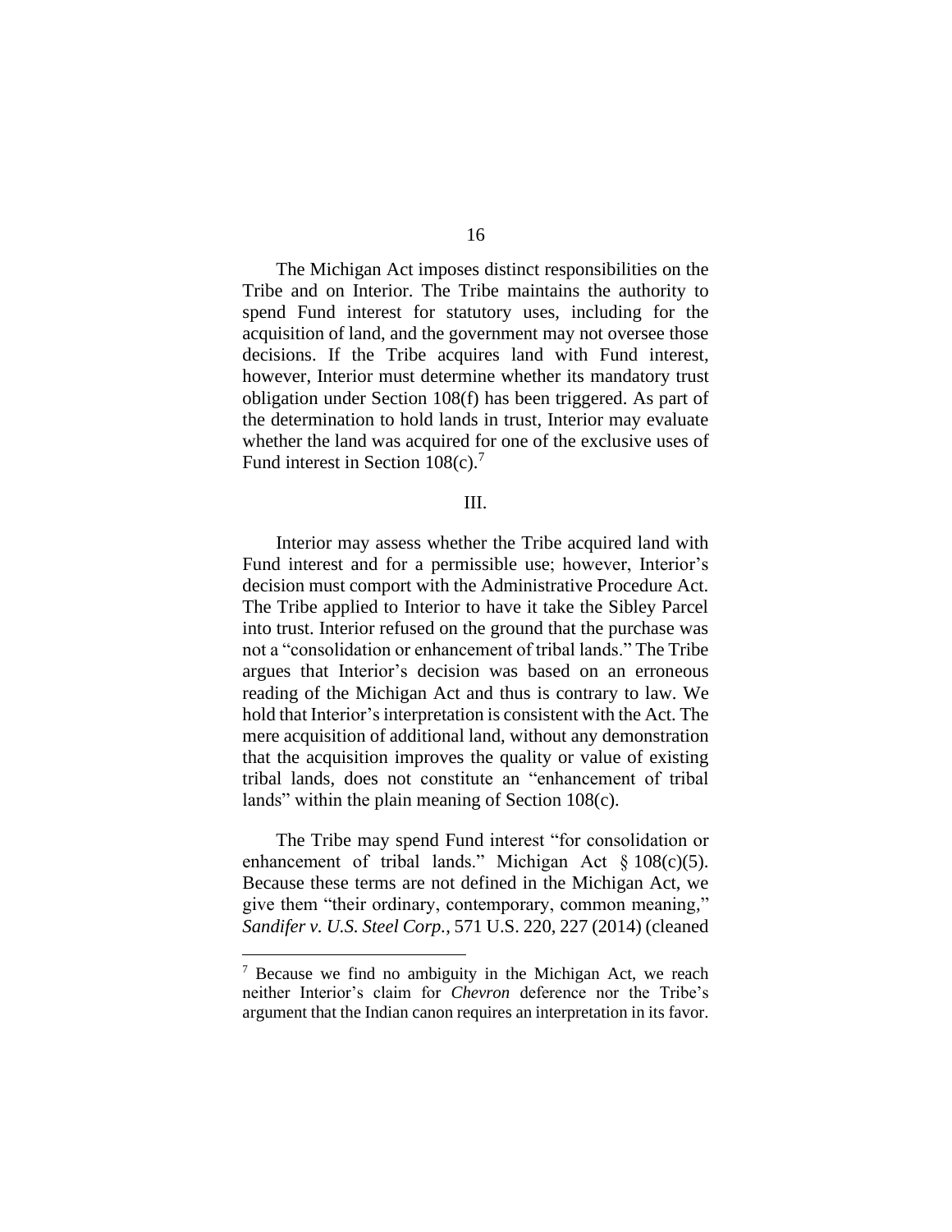The Michigan Act imposes distinct responsibilities on the Tribe and on Interior. The Tribe maintains the authority to spend Fund interest for statutory uses, including for the acquisition of land, and the government may not oversee those decisions. If the Tribe acquires land with Fund interest, however, Interior must determine whether its mandatory trust obligation under Section 108(f) has been triggered. As part of the determination to hold lands in trust, Interior may evaluate whether the land was acquired for one of the exclusive uses of Fund interest in Section 108(c).[7]

## III.

Interior may assess whether the Tribe acquired land with Fund interest and for a permissible use; however, Interior's decision must comport with the Administrative Procedure Act. The Tribe applied to Interior to have it take the Sibley Parcel into trust. Interior refused on the ground that the purchase was not a "consolidation or enhancement of tribal lands." The Tribe argues that Interior's decision was based on an erroneous reading of the Michigan Act and thus is contrary to law. We hold that Interior's interpretation is consistent with the Act. The mere acquisition of additional land, without any demonstration that the acquisition improves the quality or value of existing tribal lands, does not constitute an "enhancement of tribal lands" within the plain meaning of Section 108(c).

The Tribe may spend Fund interest "for consolidation or enhancement of tribal lands." Michigan Act § 108(c)(5). Because these terms are not defined in the Michigan Act, we give them "their ordinary, contemporary, common meaning," *Sandifer v. U.S. Steel Corp.*, 571 U.S. 220, 227 (2014) (cleaned

---

[7] Because we find no ambiguity in the Michigan Act, we reach neither Interior's claim for *Chevron* deference nor the Tribe's argument that the Indian canon requires an interpretation in its favor.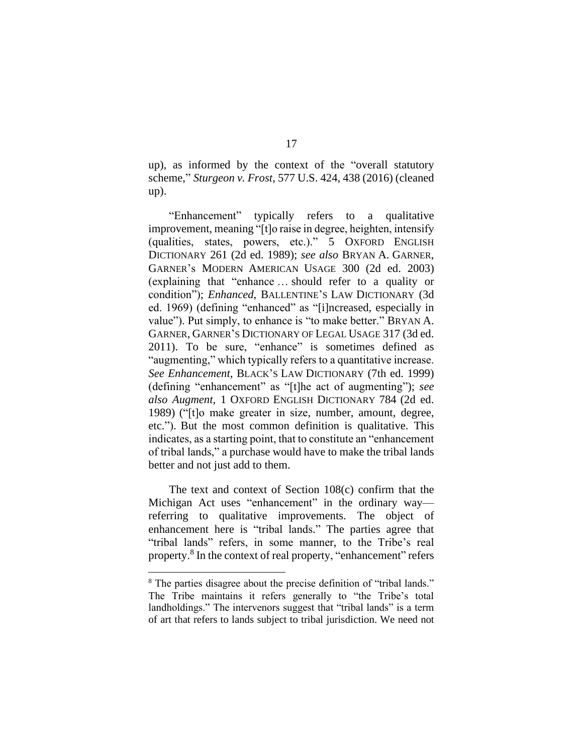up), as informed by the context of the "overall statutory scheme," *Sturgeon v. Frost*, 577 U.S. 424, 438 (2016) (cleaned up).

"Enhancement" typically refers to a qualitative improvement, meaning "[t]o raise in degree, heighten, intensify (qualities, states, powers, etc.)." 5 OXFORD ENGLISH DICTIONARY 261 (2d ed. 1989); *see also* BRYAN A. GARNER, GARNER'S MODERN AMERICAN USAGE 300 (2d ed. 2003) (explaining that "enhance … should refer to a quality or condition"); *Enhanced*, BALLENTINE'S LAW DICTIONARY (3d ed. 1969) (defining "enhanced" as "[i]ncreased, especially in value"). Put simply, to enhance is "to make better." BRYAN A. GARNER, GARNER'S DICTIONARY OF LEGAL USAGE 317 (3d ed. 2011). To be sure, "enhance" is sometimes defined as "augmenting," which typically refers to a quantitative increase. *See Enhancement*, BLACK'S LAW DICTIONARY (7th ed. 1999) (defining "enhancement" as "[t]he act of augmenting"); *see also Augment*, 1 OXFORD ENGLISH DICTIONARY 784 (2d ed. 1989) ("[t]o make greater in size, number, amount, degree, etc."). But the most common definition is qualitative. This indicates, as a starting point, that to constitute an "enhancement of tribal lands," a purchase would have to make the tribal lands better and not just add to them.

The text and context of Section 108(c) confirm that the Michigan Act uses "enhancement" in the ordinary way—referring to qualitative improvements. The object of enhancement here is "tribal lands." The parties agree that "tribal lands" refers, in some manner, to the Tribe's real property.[8] In the context of real property, "enhancement" refers

---

[8] The parties disagree about the precise definition of "tribal lands." The Tribe maintains it refers generally to "the Tribe's total landholdings." The intervenors suggest that "tribal lands" is a term of art that refers to lands subject to tribal jurisdiction. We need not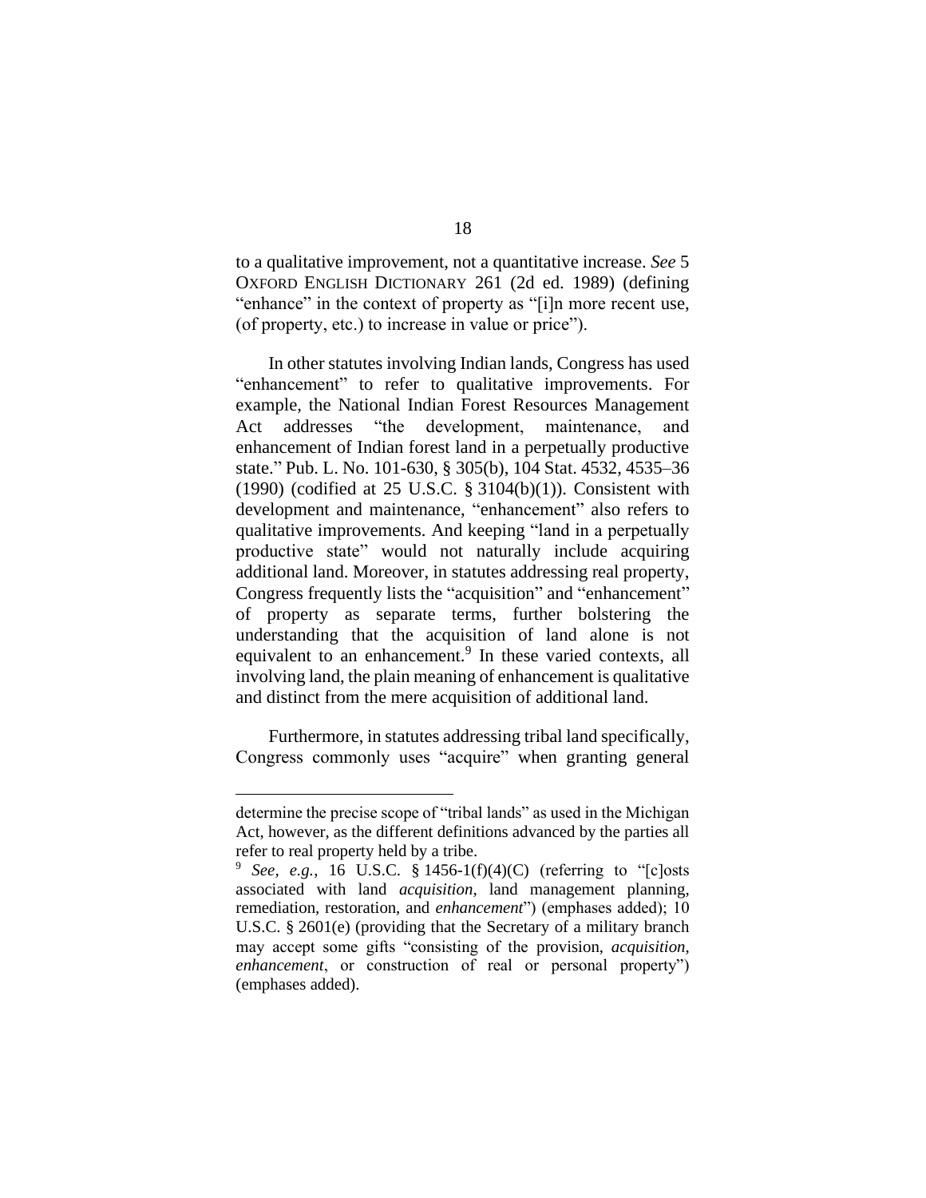to a qualitative improvement, not a quantitative increase. *See* 5 OXFORD ENGLISH DICTIONARY 261 (2d ed. 1989) (defining "enhance" in the context of property as "[i]n more recent use, (of property, etc.) to increase in value or price").

In other statutes involving Indian lands, Congress has used "enhancement" to refer to qualitative improvements. For example, the National Indian Forest Resources Management Act addresses "the development, maintenance, and enhancement of Indian forest land in a perpetually productive state." Pub. L. No. 101-630, § 305(b), 104 Stat. 4532, 4535–36 (1990) (codified at 25 U.S.C. § 3104(b)(1)). Consistent with development and maintenance, "enhancement" also refers to qualitative improvements. And keeping "land in a perpetually productive state" would not naturally include acquiring additional land. Moreover, in statutes addressing real property, Congress frequently lists the "acquisition" and "enhancement" of property as separate terms, further bolstering the understanding that the acquisition of land alone is not equivalent to an enhancement.[9] In these varied contexts, all involving land, the plain meaning of enhancement is qualitative and distinct from the mere acquisition of additional land.

Furthermore, in statutes addressing tribal land specifically, Congress commonly uses "acquire" when granting general

---

determine the precise scope of "tribal lands" as used in the Michigan Act, however, as the different definitions advanced by the parties all refer to real property held by a tribe.

[9] *See, e.g.*, 16 U.S.C. § 1456-1(f)(4)(C) (referring to "[c]osts associated with land *acquisition*, land management planning, remediation, restoration, and *enhancement*") (emphases added); 10 U.S.C. § 2601(e) (providing that the Secretary of a military branch may accept some gifts "consisting of the provision, *acquisition*, *enhancement*, or construction of real or personal property") (emphases added).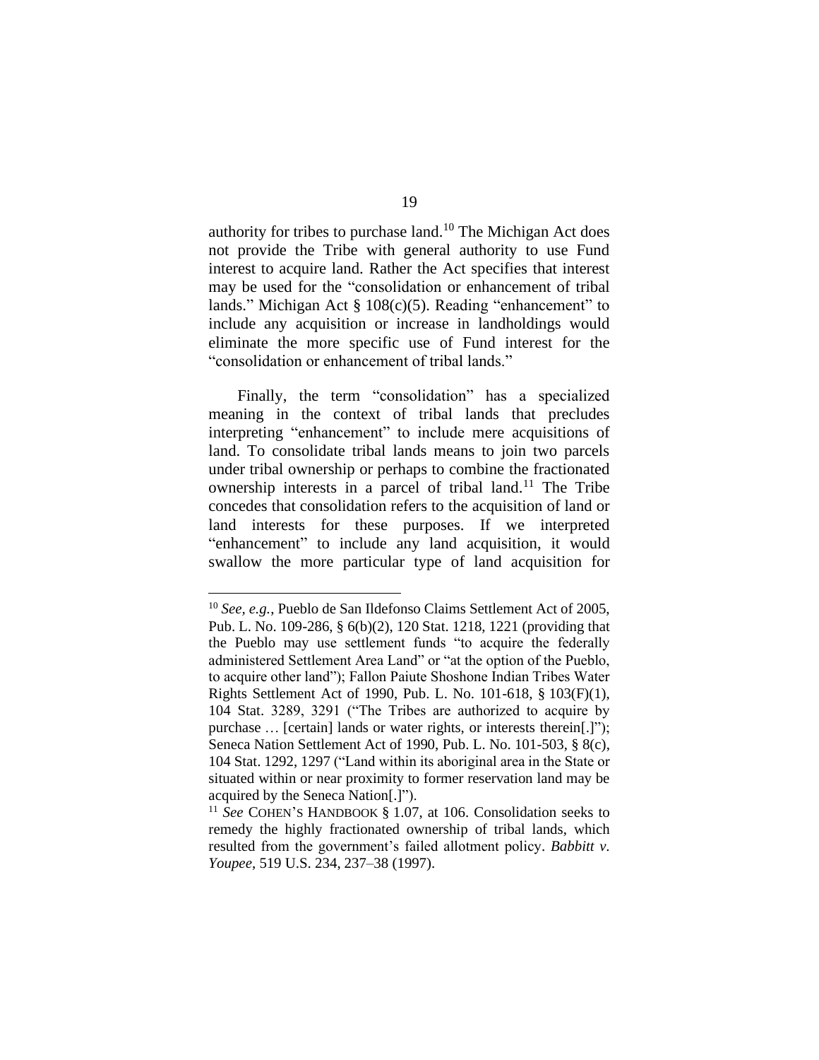authority for tribes to purchase land.[10] The Michigan Act does not provide the Tribe with general authority to use Fund interest to acquire land. Rather the Act specifies that interest may be used for the "consolidation or enhancement of tribal lands." Michigan Act § 108(c)(5). Reading "enhancement" to include any acquisition or increase in landholdings would eliminate the more specific use of Fund interest for the "consolidation or enhancement of tribal lands."

Finally, the term "consolidation" has a specialized meaning in the context of tribal lands that precludes interpreting "enhancement" to include mere acquisitions of land. To consolidate tribal lands means to join two parcels under tribal ownership or perhaps to combine the fractionated ownership interests in a parcel of tribal land.[11] The Tribe concedes that consolidation refers to the acquisition of land or land interests for these purposes. If we interpreted "enhancement" to include any land acquisition, it would swallow the more particular type of land acquisition for

---

[10] *See, e.g.*, Pueblo de San Ildefonso Claims Settlement Act of 2005, Pub. L. No. 109-286, § 6(b)(2), 120 Stat. 1218, 1221 (providing that the Pueblo may use settlement funds "to acquire the federally administered Settlement Area Land" or "at the option of the Pueblo, to acquire other land"); Fallon Paiute Shoshone Indian Tribes Water Rights Settlement Act of 1990, Pub. L. No. 101-618, § 103(F)(1), 104 Stat. 3289, 3291 ("The Tribes are authorized to acquire by purchase … [certain] lands or water rights, or interests therein[.]"); Seneca Nation Settlement Act of 1990, Pub. L. No. 101-503, § 8(c), 104 Stat. 1292, 1297 ("Land within its aboriginal area in the State or situated within or near proximity to former reservation land may be acquired by the Seneca Nation[.]").

[11] *See* COHEN'S HANDBOOK § 1.07, at 106. Consolidation seeks to remedy the highly fractionated ownership of tribal lands, which resulted from the government's failed allotment policy. *Babbitt v. Youpee*, 519 U.S. 234, 237–38 (1997).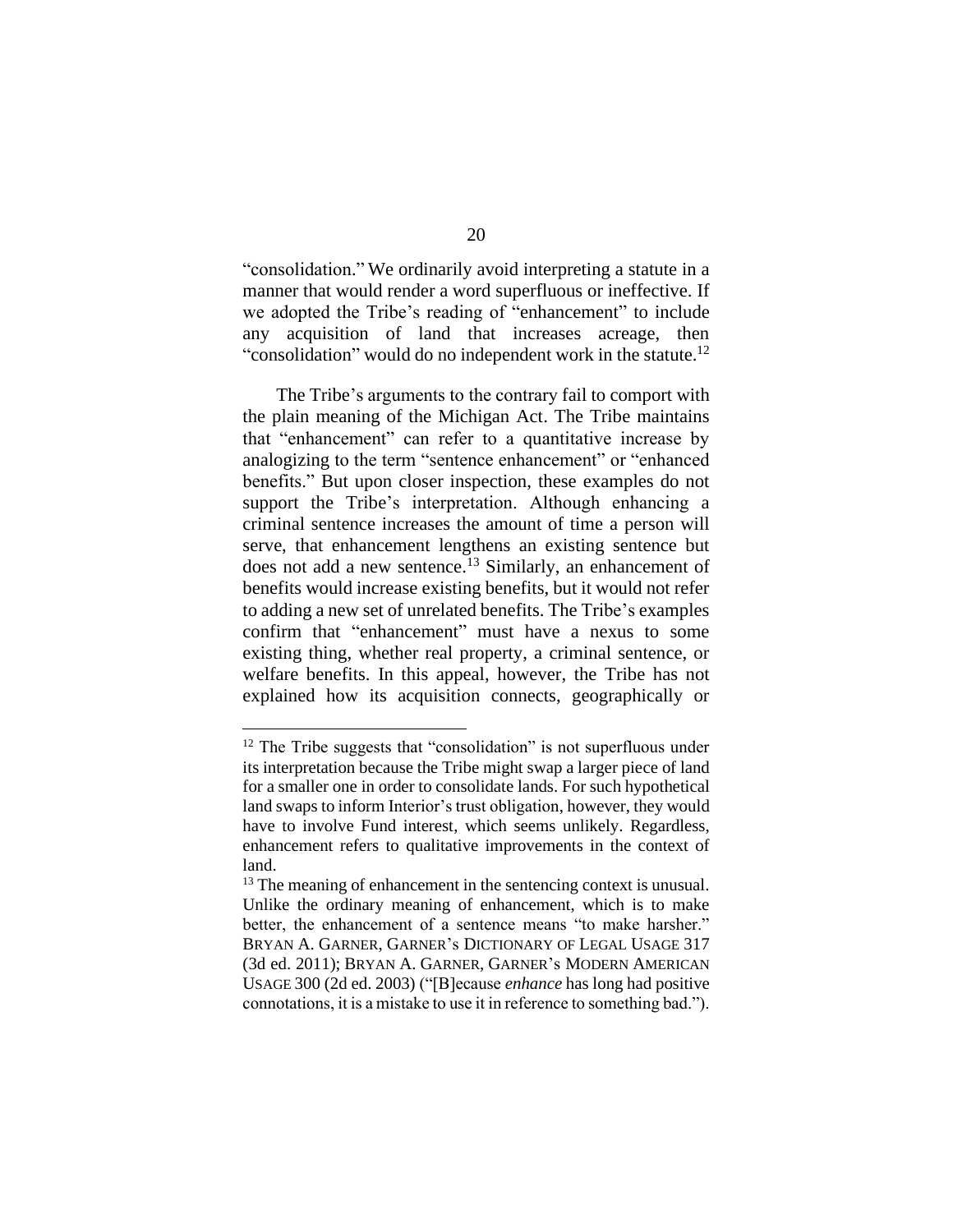"consolidation." We ordinarily avoid interpreting a statute in a manner that would render a word superfluous or ineffective. If we adopted the Tribe's reading of "enhancement" to include any acquisition of land that increases acreage, then "consolidation" would do no independent work in the statute.[12]

The Tribe's arguments to the contrary fail to comport with the plain meaning of the Michigan Act. The Tribe maintains that "enhancement" can refer to a quantitative increase by analogizing to the term "sentence enhancement" or "enhanced benefits." But upon closer inspection, these examples do not support the Tribe's interpretation. Although enhancing a criminal sentence increases the amount of time a person will serve, that enhancement lengthens an existing sentence but does not add a new sentence.[13] Similarly, an enhancement of benefits would increase existing benefits, but it would not refer to adding a new set of unrelated benefits. The Tribe's examples confirm that "enhancement" must have a nexus to some existing thing, whether real property, a criminal sentence, or welfare benefits. In this appeal, however, the Tribe has not explained how its acquisition connects, geographically or

---

[12] The Tribe suggests that "consolidation" is not superfluous under its interpretation because the Tribe might swap a larger piece of land for a smaller one in order to consolidate lands. For such hypothetical land swaps to inform Interior's trust obligation, however, they would have to involve Fund interest, which seems unlikely. Regardless, enhancement refers to qualitative improvements in the context of land.

[13] The meaning of enhancement in the sentencing context is unusual. Unlike the ordinary meaning of enhancement, which is to make better, the enhancement of a sentence means "to make harsher." BRYAN A. GARNER, GARNER'S DICTIONARY OF LEGAL USAGE 317 (3d ed. 2011); BRYAN A. GARNER, GARNER'S MODERN AMERICAN USAGE 300 (2d ed. 2003) ("[B]ecause *enhance* has long had positive connotations, it is a mistake to use it in reference to something bad.").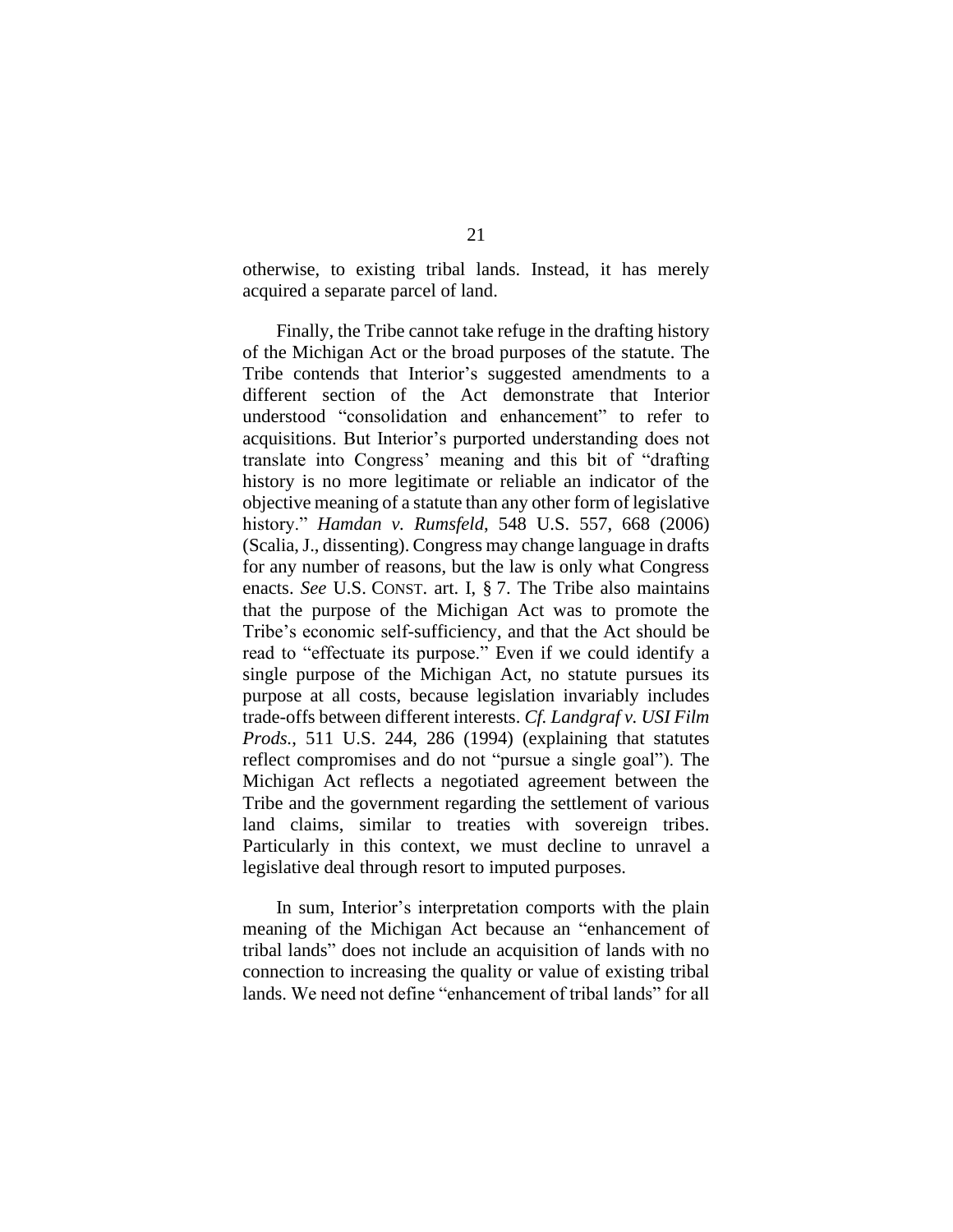otherwise, to existing tribal lands. Instead, it has merely acquired a separate parcel of land.

Finally, the Tribe cannot take refuge in the drafting history of the Michigan Act or the broad purposes of the statute. The Tribe contends that Interior's suggested amendments to a different section of the Act demonstrate that Interior understood "consolidation and enhancement" to refer to acquisitions. But Interior's purported understanding does not translate into Congress' meaning and this bit of "drafting history is no more legitimate or reliable an indicator of the objective meaning of a statute than any other form of legislative history." *Hamdan v. Rumsfeld*, 548 U.S. 557, 668 (2006) (Scalia, J., dissenting). Congress may change language in drafts for any number of reasons, but the law is only what Congress enacts. *See* U.S. CONST. art. I, § 7. The Tribe also maintains that the purpose of the Michigan Act was to promote the Tribe's economic self-sufficiency, and that the Act should be read to "effectuate its purpose." Even if we could identify a single purpose of the Michigan Act, no statute pursues its purpose at all costs, because legislation invariably includes trade-offs between different interests. *Cf. Landgraf v. USI Film Prods.*, 511 U.S. 244, 286 (1994) (explaining that statutes reflect compromises and do not "pursue a single goal"). The Michigan Act reflects a negotiated agreement between the Tribe and the government regarding the settlement of various land claims, similar to treaties with sovereign tribes. Particularly in this context, we must decline to unravel a legislative deal through resort to imputed purposes.

In sum, Interior's interpretation comports with the plain meaning of the Michigan Act because an "enhancement of tribal lands" does not include an acquisition of lands with no connection to increasing the quality or value of existing tribal lands. We need not define "enhancement of tribal lands" for all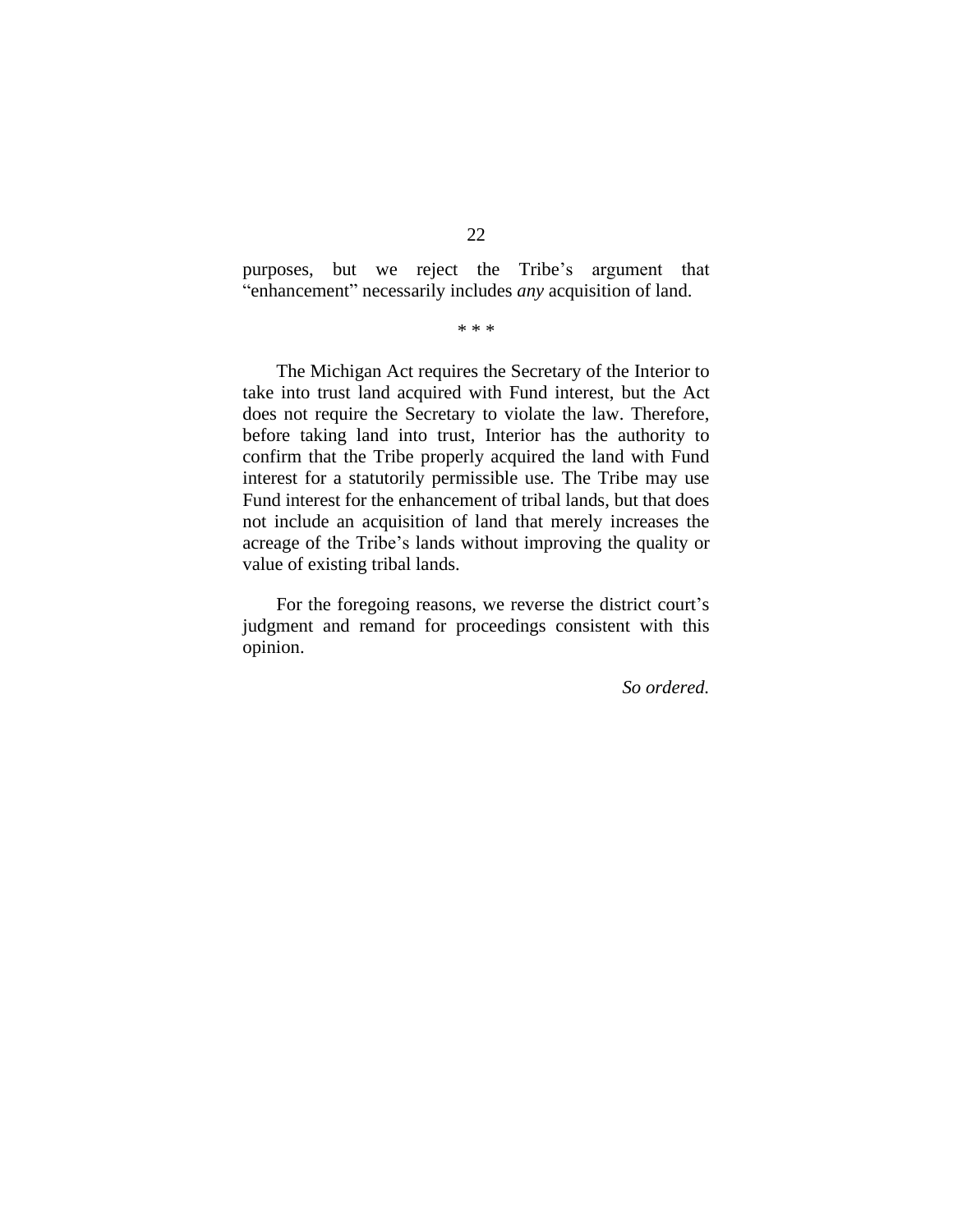purposes, but we reject the Tribe's argument that "enhancement" necessarily includes *any* acquisition of land.

\* \* \*

The Michigan Act requires the Secretary of the Interior to take into trust land acquired with Fund interest, but the Act does not require the Secretary to violate the law. Therefore, before taking land into trust, Interior has the authority to confirm that the Tribe properly acquired the land with Fund interest for a statutorily permissible use. The Tribe may use Fund interest for the enhancement of tribal lands, but that does not include an acquisition of land that merely increases the acreage of the Tribe's lands without improving the quality or value of existing tribal lands.

For the foregoing reasons, we reverse the district court's judgment and remand for proceedings consistent with this opinion.

*So ordered.*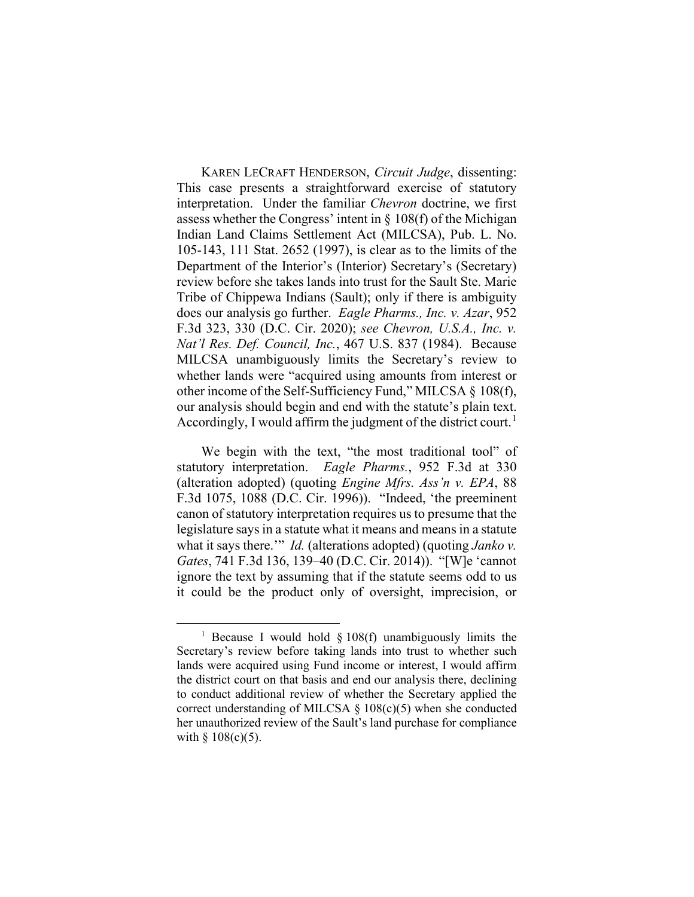KAREN LECRAFT HENDERSON, *Circuit Judge*, dissenting: This case presents a straightforward exercise of statutory interpretation. Under the familiar *Chevron* doctrine, we first assess whether the Congress' intent in § 108(f) of the Michigan Indian Land Claims Settlement Act (MILCSA), Pub. L. No. 105-143, 111 Stat. 2652 (1997), is clear as to the limits of the Department of the Interior's (Interior) Secretary's (Secretary) review before she takes lands into trust for the Sault Ste. Marie Tribe of Chippewa Indians (Sault); only if there is ambiguity does our analysis go further. *Eagle Pharms., Inc. v. Azar*, 952 F.3d 323, 330 (D.C. Cir. 2020); *see Chevron, U.S.A., Inc. v. Nat'l Res. Def. Council, Inc.*, 467 U.S. 837 (1984). Because MILCSA unambiguously limits the Secretary's review to whether lands were "acquired using amounts from interest or other income of the Self-Sufficiency Fund," MILCSA § 108(f), our analysis should begin and end with the statute's plain text. Accordingly, I would affirm the judgment of the district court.[1]

We begin with the text, "the most traditional tool" of statutory interpretation. *Eagle Pharms.*, 952 F.3d at 330 (alteration adopted) (quoting *Engine Mfrs. Ass'n v. EPA*, 88 F.3d 1075, 1088 (D.C. Cir. 1996)). "Indeed, 'the preeminent canon of statutory interpretation requires us to presume that the legislature says in a statute what it means and means in a statute what it says there.'" *Id.* (alterations adopted) (quoting *Janko v. Gates*, 741 F.3d 136, 139–40 (D.C. Cir. 2014)). "[W]e 'cannot ignore the text by assuming that if the statute seems odd to us it could be the product only of oversight, imprecision, or

[1] Because I would hold § 108(f) unambiguously limits the Secretary's review before taking lands into trust to whether such lands were acquired using Fund income or interest, I would affirm the district court on that basis and end our analysis there, declining to conduct additional review of whether the Secretary applied the correct understanding of MILCSA § 108(c)(5) when she conducted her unauthorized review of the Sault's land purchase for compliance with § 108(c)(5).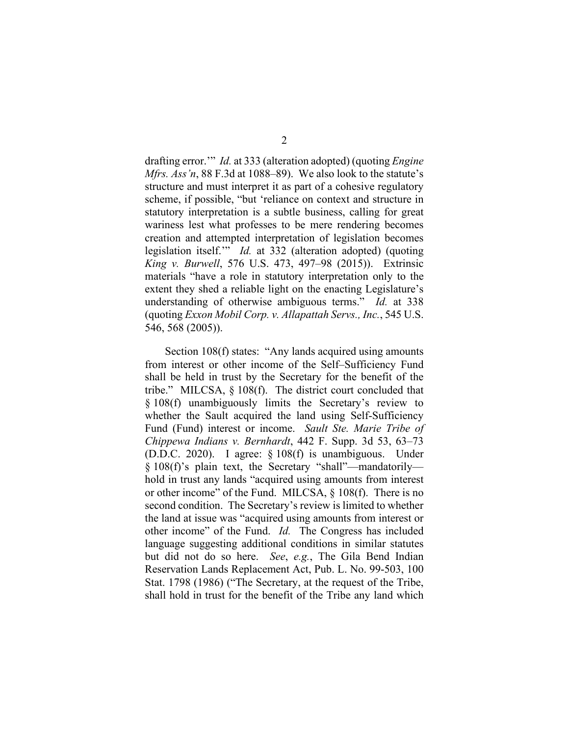drafting error.'" *Id.* at 333 (alteration adopted) (quoting *Engine Mfrs. Ass'n*, 88 F.3d at 1088–89). We also look to the statute's structure and must interpret it as part of a cohesive regulatory scheme, if possible, "but 'reliance on context and structure in statutory interpretation is a subtle business, calling for great wariness lest what professes to be mere rendering becomes creation and attempted interpretation of legislation becomes legislation itself.'" *Id.* at 332 (alteration adopted) (quoting *King v. Burwell*, 576 U.S. 473, 497–98 (2015)). Extrinsic materials "have a role in statutory interpretation only to the extent they shed a reliable light on the enacting Legislature's understanding of otherwise ambiguous terms." *Id.* at 338 (quoting *Exxon Mobil Corp. v. Allapattah Servs., Inc.*, 545 U.S. 546, 568 (2005)).

Section 108(f) states: "Any lands acquired using amounts from interest or other income of the Self–Sufficiency Fund shall be held in trust by the Secretary for the benefit of the tribe." MILCSA, § 108(f). The district court concluded that § 108(f) unambiguously limits the Secretary's review to whether the Sault acquired the land using Self-Sufficiency Fund (Fund) interest or income. *Sault Ste. Marie Tribe of Chippewa Indians v. Bernhardt*, 442 F. Supp. 3d 53, 63–73 (D.D.C. 2020). I agree: § 108(f) is unambiguous. Under § 108(f)'s plain text, the Secretary "shall"—mandatorily—hold in trust any lands "acquired using amounts from interest or other income" of the Fund. MILCSA, § 108(f). There is no second condition. The Secretary's review is limited to whether the land at issue was "acquired using amounts from interest or other income" of the Fund. *Id.* The Congress has included language suggesting additional conditions in similar statutes but did not do so here. *See*, *e.g.*, The Gila Bend Indian Reservation Lands Replacement Act, Pub. L. No. 99-503, 100 Stat. 1798 (1986) ("The Secretary, at the request of the Tribe, shall hold in trust for the benefit of the Tribe any land which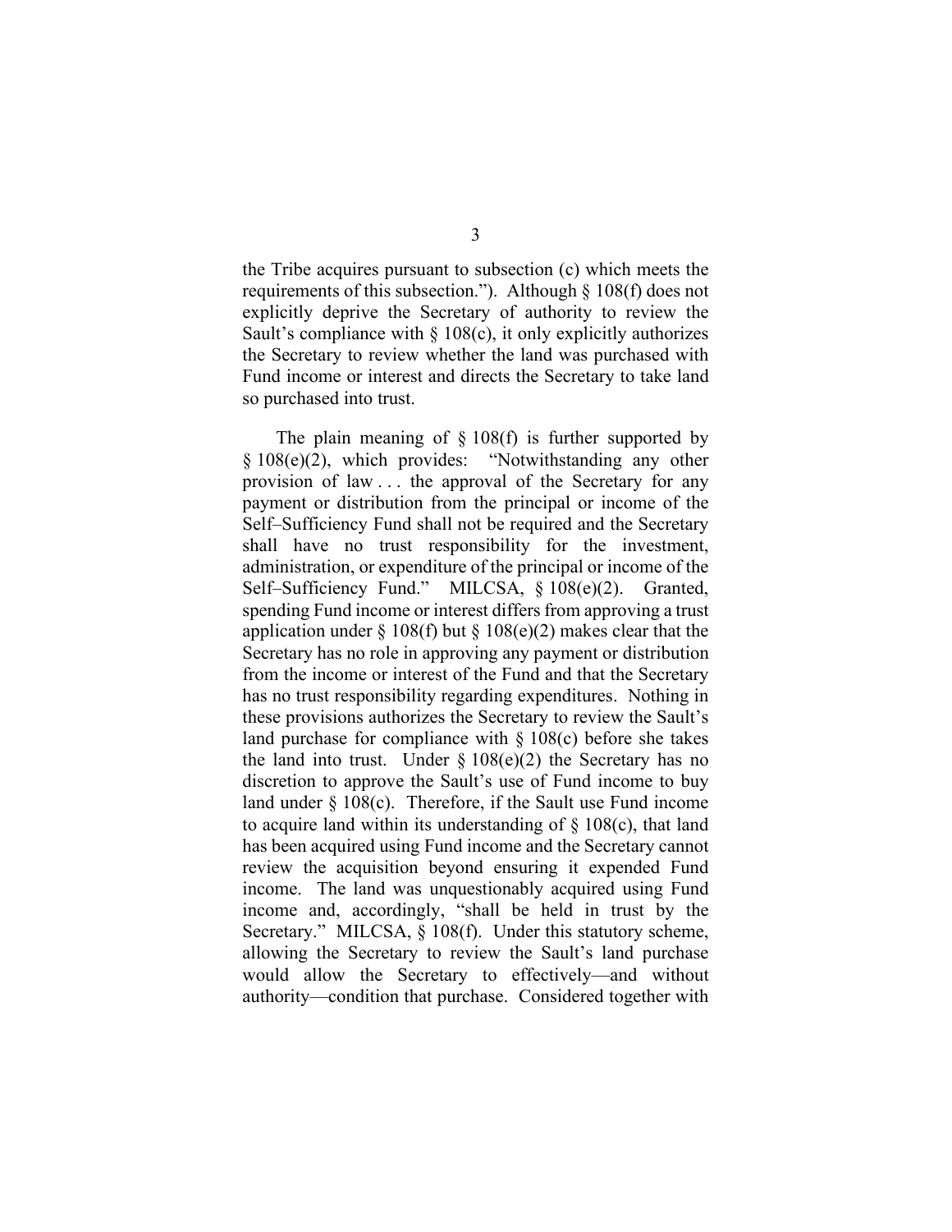the Tribe acquires pursuant to subsection (c) which meets the requirements of this subsection."). Although § 108(f) does not explicitly deprive the Secretary of authority to review the Sault's compliance with § 108(c), it only explicitly authorizes the Secretary to review whether the land was purchased with Fund income or interest and directs the Secretary to take land so purchased into trust.

The plain meaning of § 108(f) is further supported by § 108(e)(2), which provides: "Notwithstanding any other provision of law . . . the approval of the Secretary for any payment or distribution from the principal or income of the Self–Sufficiency Fund shall not be required and the Secretary shall have no trust responsibility for the investment, administration, or expenditure of the principal or income of the Self–Sufficiency Fund." MILCSA, § 108(e)(2). Granted, spending Fund income or interest differs from approving a trust application under § 108(f) but § 108(e)(2) makes clear that the Secretary has no role in approving any payment or distribution from the income or interest of the Fund and that the Secretary has no trust responsibility regarding expenditures. Nothing in these provisions authorizes the Secretary to review the Sault's land purchase for compliance with § 108(c) before she takes the land into trust. Under § 108(e)(2) the Secretary has no discretion to approve the Sault's use of Fund income to buy land under § 108(c). Therefore, if the Sault use Fund income to acquire land within its understanding of § 108(c), that land has been acquired using Fund income and the Secretary cannot review the acquisition beyond ensuring it expended Fund income. The land was unquestionably acquired using Fund income and, accordingly, "shall be held in trust by the Secretary." MILCSA, § 108(f). Under this statutory scheme, allowing the Secretary to review the Sault's land purchase would allow the Secretary to effectively—and without authority—condition that purchase. Considered together with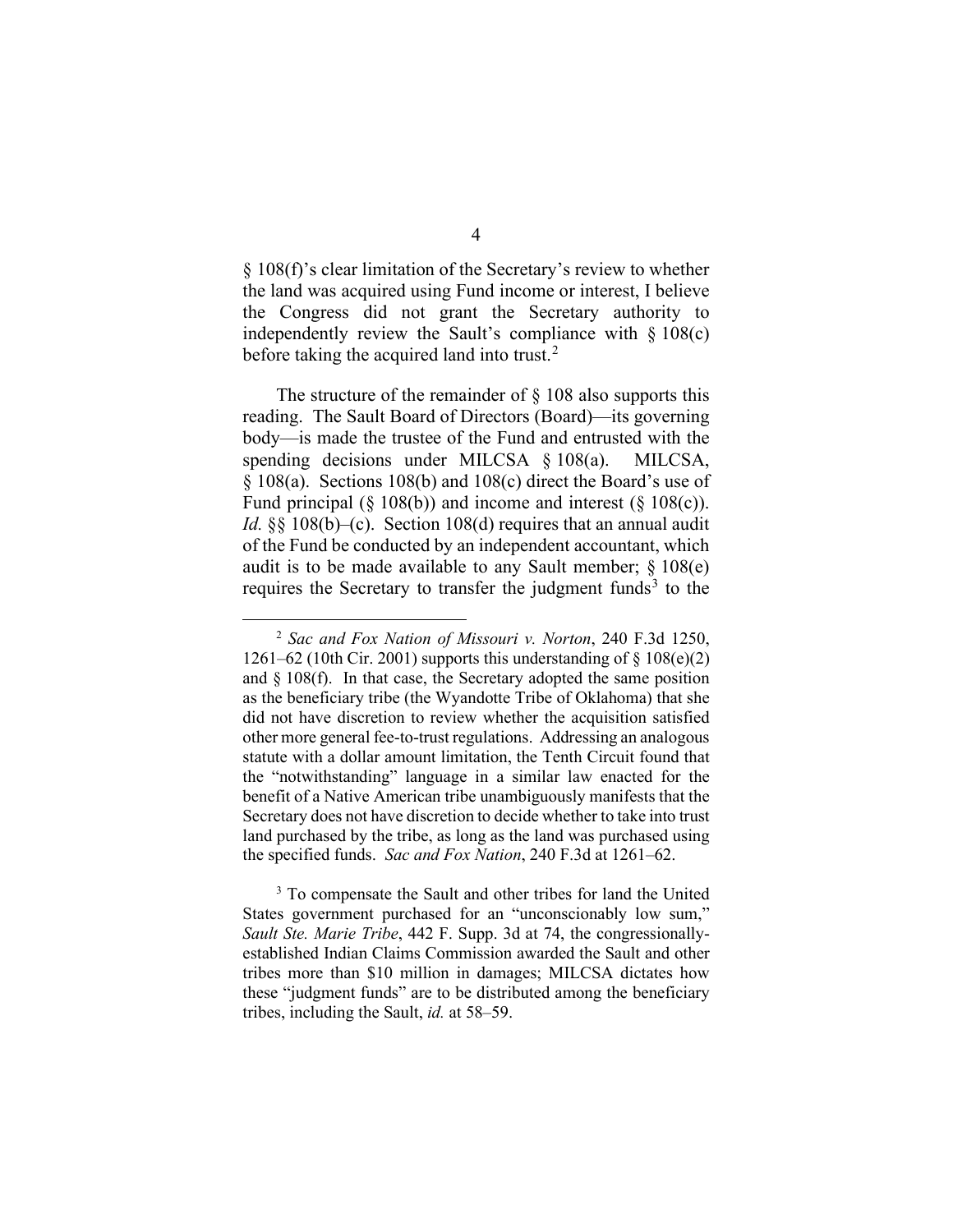§ 108(f)'s clear limitation of the Secretary's review to whether the land was acquired using Fund income or interest, I believe the Congress did not grant the Secretary authority to independently review the Sault's compliance with § 108(c) before taking the acquired land into trust.[2]

The structure of the remainder of § 108 also supports this reading. The Sault Board of Directors (Board)—its governing body—is made the trustee of the Fund and entrusted with the spending decisions under MILCSA § 108(a). MILCSA, § 108(a). Sections 108(b) and 108(c) direct the Board's use of Fund principal (§ 108(b)) and income and interest (§ 108(c)). *Id.* §§ 108(b)–(c). Section 108(d) requires that an annual audit of the Fund be conducted by an independent accountant, which audit is to be made available to any Sault member; § 108(e) requires the Secretary to transfer the judgment funds[3] to the

---

[2] *Sac and Fox Nation of Missouri v. Norton*, 240 F.3d 1250, 1261–62 (10th Cir. 2001) supports this understanding of § 108(e)(2) and § 108(f). In that case, the Secretary adopted the same position as the beneficiary tribe (the Wyandotte Tribe of Oklahoma) that she did not have discretion to review whether the acquisition satisfied other more general fee-to-trust regulations. Addressing an analogous statute with a dollar amount limitation, the Tenth Circuit found that the "notwithstanding" language in a similar law enacted for the benefit of a Native American tribe unambiguously manifests that the Secretary does not have discretion to decide whether to take into trust land purchased by the tribe, as long as the land was purchased using the specified funds. *Sac and Fox Nation*, 240 F.3d at 1261–62.

[3] To compensate the Sault and other tribes for land the United States government purchased for an "unconscionably low sum," *Sault Ste. Marie Tribe*, 442 F. Supp. 3d at 74, the congressionally-established Indian Claims Commission awarded the Sault and other tribes more than $10 million in damages; MILCSA dictates how these "judgment funds" are to be distributed among the beneficiary tribes, including the Sault, *id.* at 58–59.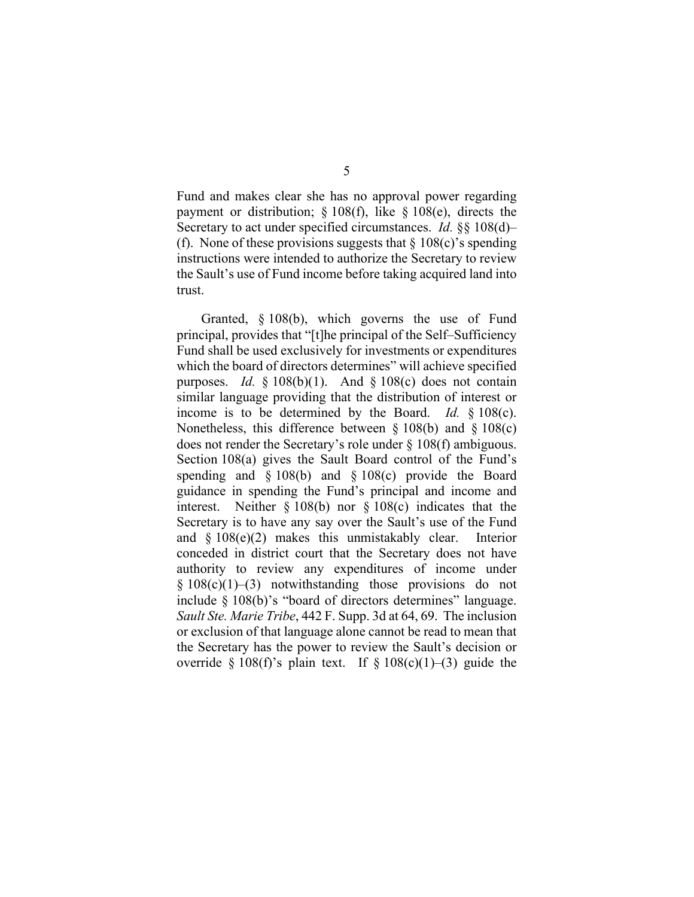Fund and makes clear she has no approval power regarding payment or distribution; § 108(f), like § 108(e), directs the Secretary to act under specified circumstances. *Id.* §§ 108(d)–(f). None of these provisions suggests that § 108(c)'s spending instructions were intended to authorize the Secretary to review the Sault's use of Fund income before taking acquired land into trust.

Granted, § 108(b), which governs the use of Fund principal, provides that "[t]he principal of the Self–Sufficiency Fund shall be used exclusively for investments or expenditures which the board of directors determines" will achieve specified purposes. *Id.* § 108(b)(1). And § 108(c) does not contain similar language providing that the distribution of interest or income is to be determined by the Board. *Id.* § 108(c). Nonetheless, this difference between § 108(b) and § 108(c) does not render the Secretary's role under § 108(f) ambiguous. Section 108(a) gives the Sault Board control of the Fund's spending and § 108(b) and § 108(c) provide the Board guidance in spending the Fund's principal and income and interest. Neither § 108(b) nor § 108(c) indicates that the Secretary is to have any say over the Sault's use of the Fund and § 108(e)(2) makes this unmistakably clear. Interior conceded in district court that the Secretary does not have authority to review any expenditures of income under § 108(c)(1)–(3) notwithstanding those provisions do not include § 108(b)'s "board of directors determines" language. *Sault Ste. Marie Tribe*, 442 F. Supp. 3d at 64, 69. The inclusion or exclusion of that language alone cannot be read to mean that the Secretary has the power to review the Sault's decision or override § 108(f)'s plain text. If § 108(c)(1)–(3) guide the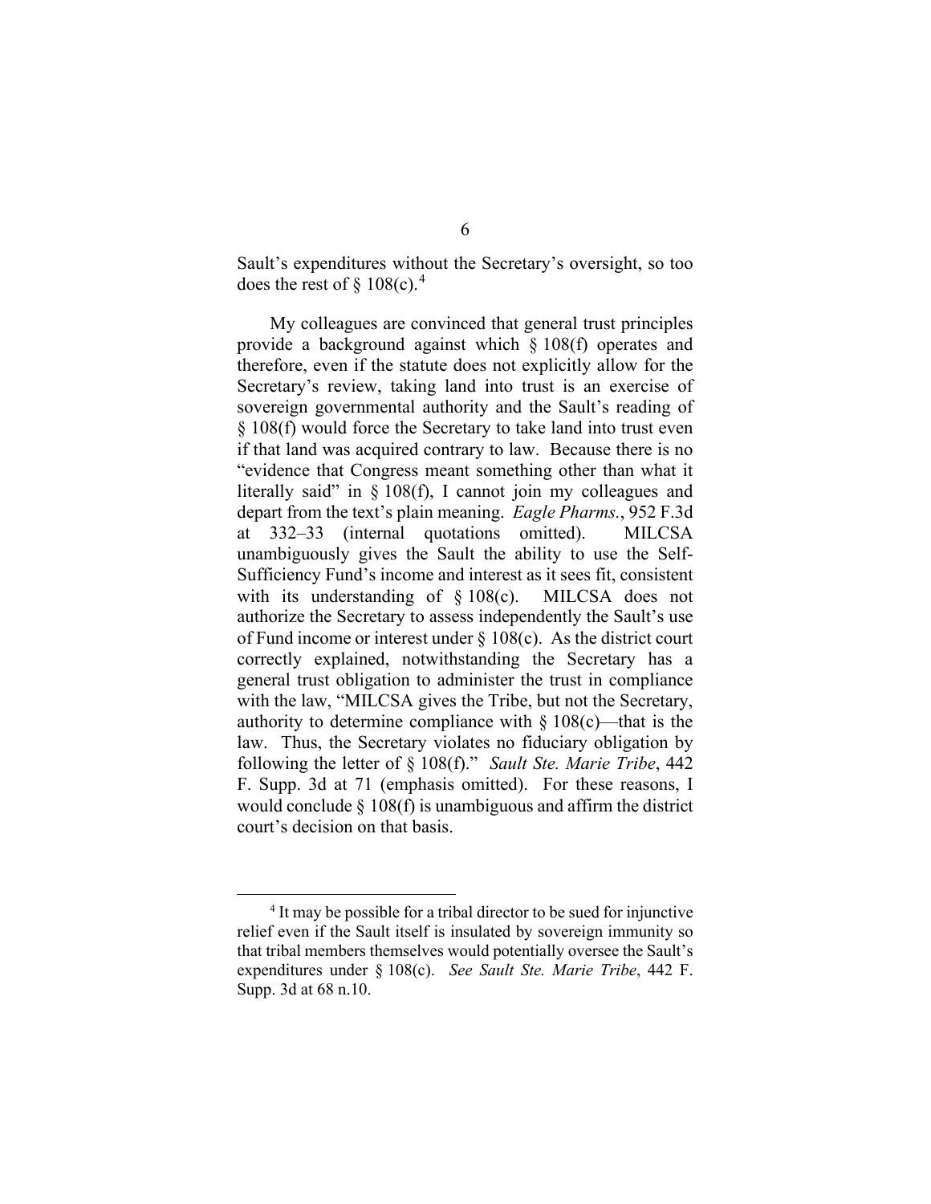Sault's expenditures without the Secretary's oversight, so too does the rest of § 108(c).[4]

My colleagues are convinced that general trust principles provide a background against which § 108(f) operates and therefore, even if the statute does not explicitly allow for the Secretary's review, taking land into trust is an exercise of sovereign governmental authority and the Sault's reading of § 108(f) would force the Secretary to take land into trust even if that land was acquired contrary to law. Because there is no "evidence that Congress meant something other than what it literally said" in § 108(f), I cannot join my colleagues and depart from the text's plain meaning. *Eagle Pharms.*, 952 F.3d at 332–33 (internal quotations omitted). MILCSA unambiguously gives the Sault the ability to use the Self-Sufficiency Fund's income and interest as it sees fit, consistent with its understanding of § 108(c). MILCSA does not authorize the Secretary to assess independently the Sault's use of Fund income or interest under § 108(c). As the district court correctly explained, notwithstanding the Secretary has a general trust obligation to administer the trust in compliance with the law, "MILCSA gives the Tribe, but not the Secretary, authority to determine compliance with § 108(c)—that is the law. Thus, the Secretary violates no fiduciary obligation by following the letter of § 108(f)." *Sault Ste. Marie Tribe*, 442 F. Supp. 3d at 71 (emphasis omitted). For these reasons, I would conclude § 108(f) is unambiguous and affirm the district court's decision on that basis.

---

[4] It may be possible for a tribal director to be sued for injunctive relief even if the Sault itself is insulated by sovereign immunity so that tribal members themselves would potentially oversee the Sault's expenditures under § 108(c). *See Sault Ste. Marie Tribe*, 442 F. Supp. 3d at 68 n.10.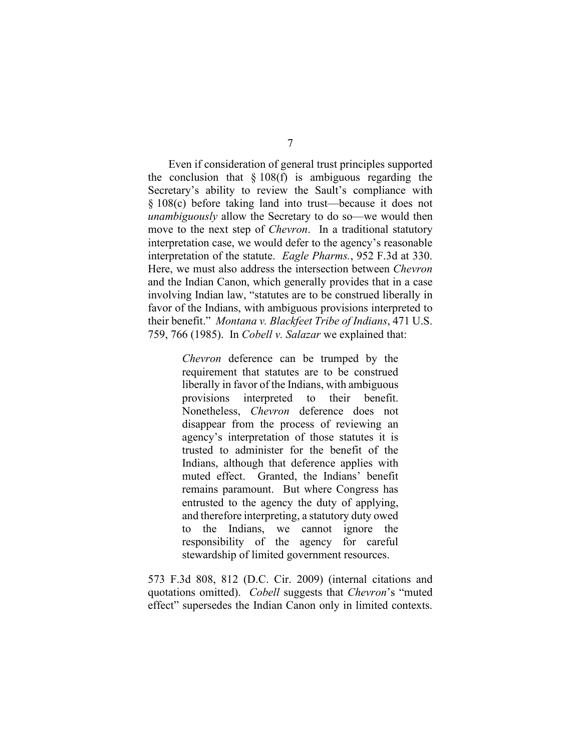Even if consideration of general trust principles supported the conclusion that § 108(f) is ambiguous regarding the Secretary's ability to review the Sault's compliance with § 108(c) before taking land into trust—because it does not *unambiguously* allow the Secretary to do so—we would then move to the next step of *Chevron*. In a traditional statutory interpretation case, we would defer to the agency's reasonable interpretation of the statute. *Eagle Pharms.*, 952 F.3d at 330. Here, we must also address the intersection between *Chevron* and the Indian Canon, which generally provides that in a case involving Indian law, "statutes are to be construed liberally in favor of the Indians, with ambiguous provisions interpreted to their benefit." *Montana v. Blackfeet Tribe of Indians*, 471 U.S. 759, 766 (1985). In *Cobell v. Salazar* we explained that:

> *Chevron* deference can be trumped by the requirement that statutes are to be construed liberally in favor of the Indians, with ambiguous provisions interpreted to their benefit. Nonetheless, *Chevron* deference does not disappear from the process of reviewing an agency's interpretation of those statutes it is trusted to administer for the benefit of the Indians, although that deference applies with muted effect. Granted, the Indians' benefit remains paramount. But where Congress has entrusted to the agency the duty of applying, and therefore interpreting, a statutory duty owed to the Indians, we cannot ignore the responsibility of the agency for careful stewardship of limited government resources.

573 F.3d 808, 812 (D.C. Cir. 2009) (internal citations and quotations omitted). *Cobell* suggests that *Chevron*'s "muted effect" supersedes the Indian Canon only in limited contexts.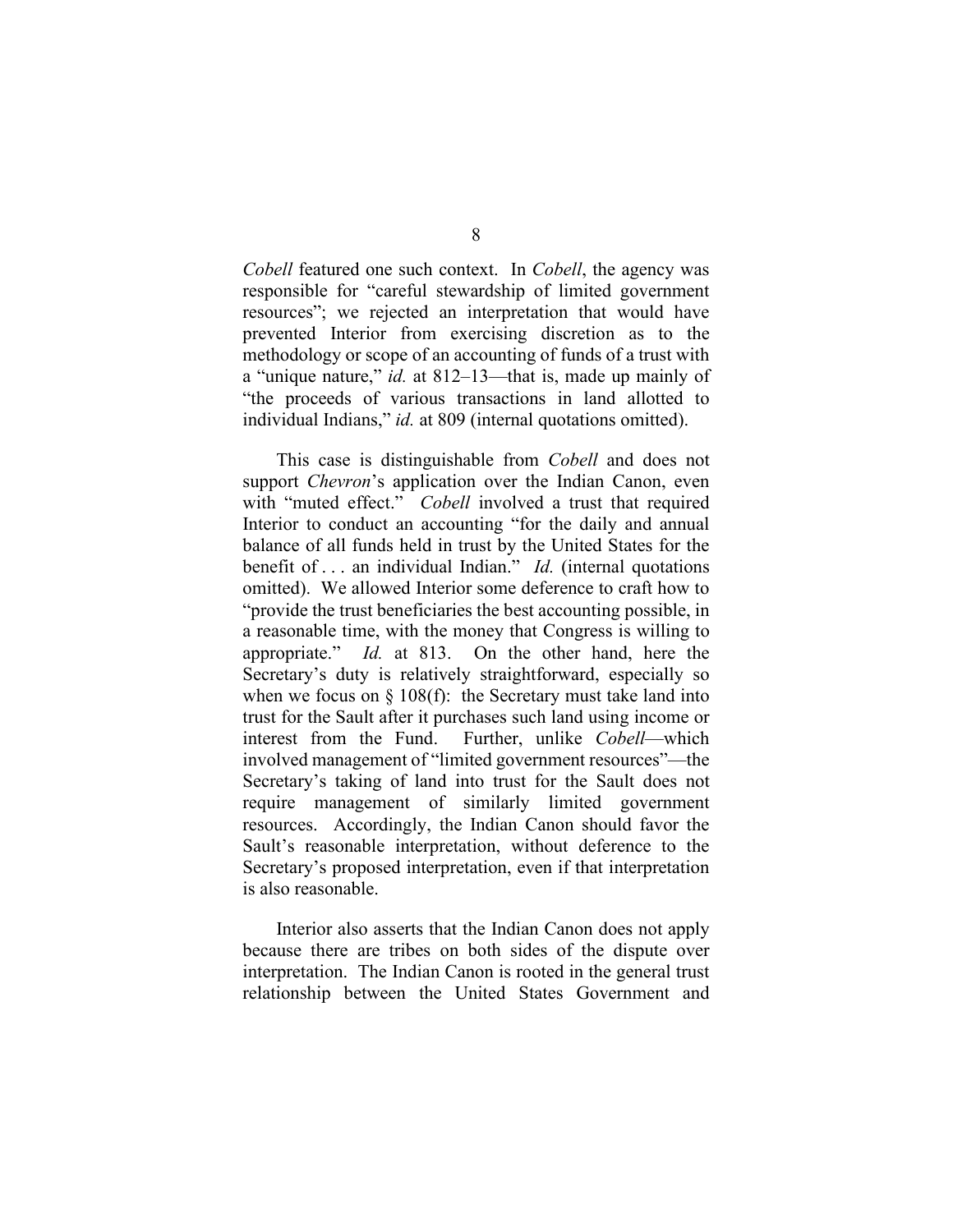*Cobell* featured one such context. In *Cobell*, the agency was responsible for "careful stewardship of limited government resources"; we rejected an interpretation that would have prevented Interior from exercising discretion as to the methodology or scope of an accounting of funds of a trust with a "unique nature," *id.* at 812–13—that is, made up mainly of "the proceeds of various transactions in land allotted to individual Indians," *id.* at 809 (internal quotations omitted).

This case is distinguishable from *Cobell* and does not support *Chevron*'s application over the Indian Canon, even with "muted effect." *Cobell* involved a trust that required Interior to conduct an accounting "for the daily and annual balance of all funds held in trust by the United States for the benefit of . . . an individual Indian." *Id.* (internal quotations omitted). We allowed Interior some deference to craft how to "provide the trust beneficiaries the best accounting possible, in a reasonable time, with the money that Congress is willing to appropriate." *Id.* at 813. On the other hand, here the Secretary's duty is relatively straightforward, especially so when we focus on § 108(f): the Secretary must take land into trust for the Sault after it purchases such land using income or interest from the Fund. Further, unlike *Cobell*—which involved management of "limited government resources"—the Secretary's taking of land into trust for the Sault does not require management of similarly limited government resources. Accordingly, the Indian Canon should favor the Sault's reasonable interpretation, without deference to the Secretary's proposed interpretation, even if that interpretation is also reasonable.

Interior also asserts that the Indian Canon does not apply because there are tribes on both sides of the dispute over interpretation. The Indian Canon is rooted in the general trust relationship between the United States Government and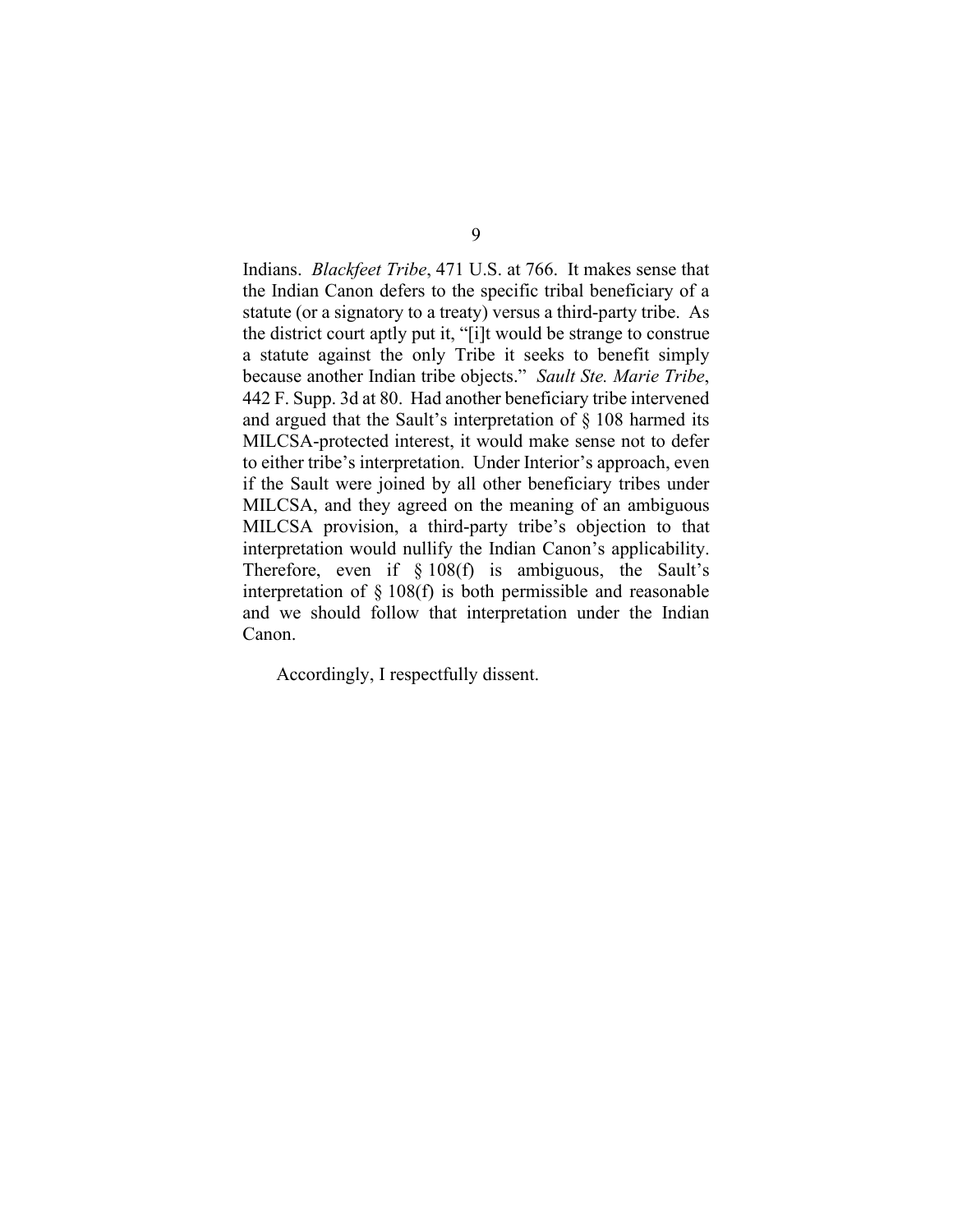Indians. *Blackfeet Tribe*, 471 U.S. at 766. It makes sense that the Indian Canon defers to the specific tribal beneficiary of a statute (or a signatory to a treaty) versus a third-party tribe. As the district court aptly put it, "[i]t would be strange to construe a statute against the only Tribe it seeks to benefit simply because another Indian tribe objects." *Sault Ste. Marie Tribe*, 442 F. Supp. 3d at 80. Had another beneficiary tribe intervened and argued that the Sault's interpretation of § 108 harmed its MILCSA-protected interest, it would make sense not to defer to either tribe's interpretation. Under Interior's approach, even if the Sault were joined by all other beneficiary tribes under MILCSA, and they agreed on the meaning of an ambiguous MILCSA provision, a third-party tribe's objection to that interpretation would nullify the Indian Canon's applicability. Therefore, even if § 108(f) is ambiguous, the Sault's interpretation of § 108(f) is both permissible and reasonable and we should follow that interpretation under the Indian Canon.

Accordingly, I respectfully dissent.